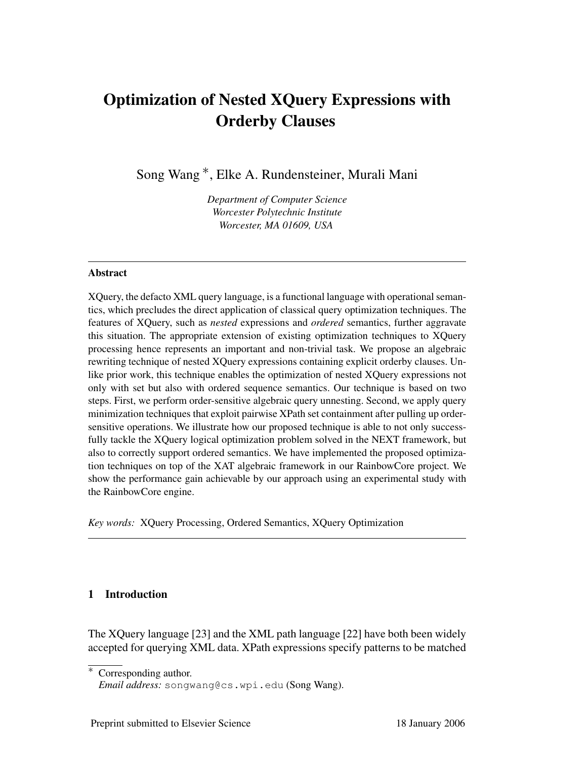# Optimization of Nested XQuery Expressions with Orderby Clauses

Song Wang *, Elke A. Rundensteiner, Murali Mani

*Department of Computer Science*
*Worcester Polytechnic Institute*
*Worcester, MA 01609, USA*

---

**Abstract**

XQuery, the defacto XML query language, is a functional language with operational semantics, which precludes the direct application of classical query optimization techniques. The features of XQuery, such as *nested* expressions and *ordered* semantics, further aggravate this situation. The appropriate extension of existing optimization techniques to XQuery processing hence represents an important and non-trivial task. We propose an algebraic rewriting technique of nested XQuery expressions containing explicit orderby clauses. Unlike prior work, this technique enables the optimization of nested XQuery expressions not only with set but also with ordered sequence semantics. Our technique is based on two steps. First, we perform order-sensitive algebraic query unnesting. Second, we apply query minimization techniques that exploit pairwise XPath set containment after pulling up order-sensitive operations. We illustrate how our proposed technique is able to not only successfully tackle the XQuery logical optimization problem solved in the NEXT framework, but also to correctly support ordered semantics. We have implemented the proposed optimization techniques on top of the XAT algebraic framework in our RainbowCore project. We show the performance gain achievable by our approach using an experimental study with the RainbowCore engine.

*Key words:* XQuery Processing, Ordered Semantics, XQuery Optimization

---

## 1 Introduction

The XQuery language [23] and the XML path language [22] have both been widely accepted for querying XML data. XPath expressions specify patterns to be matched

---

* Corresponding author.
*Email address:* songwang@cs.wpi.edu (Song Wang).

Preprint submitted to Elsevier Science — 18 January 2006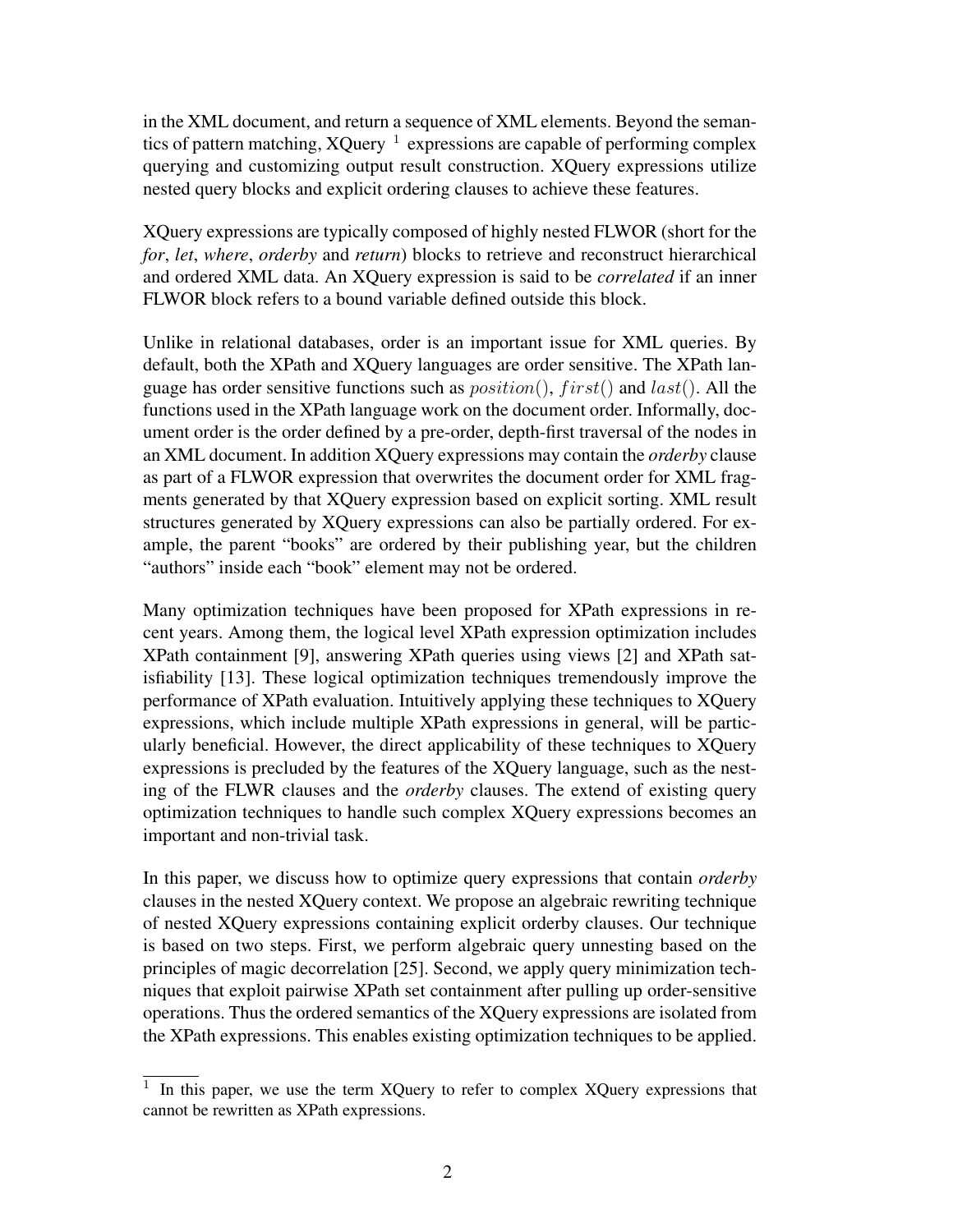in the XML document, and return a sequence of XML elements. Beyond the semantics of pattern matching, XQuery [1] expressions are capable of performing complex querying and customizing output result construction. XQuery expressions utilize nested query blocks and explicit ordering clauses to achieve these features.

XQuery expressions are typically composed of highly nested FLWOR (short for the *for*, *let*, *where*, *orderby* and *return*) blocks to retrieve and reconstruct hierarchical and ordered XML data. An XQuery expression is said to be *correlated* if an inner FLWOR block refers to a bound variable defined outside this block.

Unlike in relational databases, order is an important issue for XML queries. By default, both the XPath and XQuery languages are order sensitive. The XPath language has order sensitive functions such as $position()$, $first()$ and $last()$. All the functions used in the XPath language work on the document order. Informally, document order is the order defined by a pre-order, depth-first traversal of the nodes in an XML document. In addition XQuery expressions may contain the *orderby* clause as part of a FLWOR expression that overwrites the document order for XML fragments generated by that XQuery expression based on explicit sorting. XML result structures generated by XQuery expressions can also be partially ordered. For example, the parent "books" are ordered by their publishing year, but the children "authors" inside each "book" element may not be ordered.

Many optimization techniques have been proposed for XPath expressions in recent years. Among them, the logical level XPath expression optimization includes XPath containment [9], answering XPath queries using views [2] and XPath satisfiability [13]. These logical optimization techniques tremendously improve the performance of XPath evaluation. Intuitively applying these techniques to XQuery expressions, which include multiple XPath expressions in general, will be particularly beneficial. However, the direct applicability of these techniques to XQuery expressions is precluded by the features of the XQuery language, such as the nesting of the FLWR clauses and the *orderby* clauses. The extend of existing query optimization techniques to handle such complex XQuery expressions becomes an important and non-trivial task.

In this paper, we discuss how to optimize query expressions that contain *orderby* clauses in the nested XQuery context. We propose an algebraic rewriting technique of nested XQuery expressions containing explicit orderby clauses. Our technique is based on two steps. First, we perform algebraic query unnesting based on the principles of magic decorrelation [25]. Second, we apply query minimization techniques that exploit pairwise XPath set containment after pulling up order-sensitive operations. Thus the ordered semantics of the XQuery expressions are isolated from the XPath expressions. This enables existing optimization techniques to be applied.

[1] In this paper, we use the term XQuery to refer to complex XQuery expressions that cannot be rewritten as XPath expressions.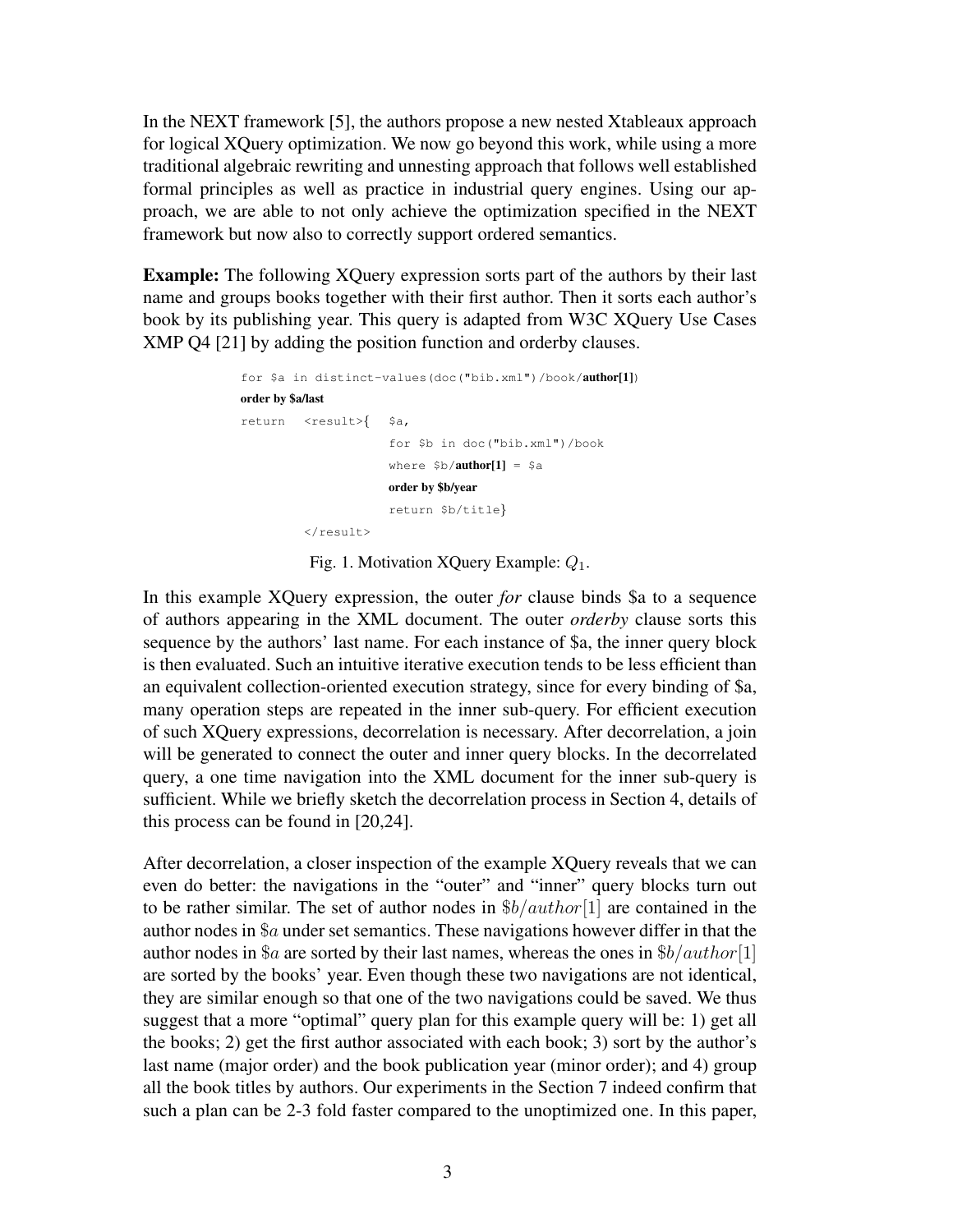In the NEXT framework [5], the authors propose a new nested Xtableaux approach for logical XQuery optimization. We now go beyond this work, while using a more traditional algebraic rewriting and unnesting approach that follows well established formal principles as well as practice in industrial query engines. Using our approach, we are able to not only achieve the optimization specified in the NEXT framework but now also to correctly support ordered semantics.

**Example:** The following XQuery expression sorts part of the authors by their last name and groups books together with their first author. Then it sorts each author's book by its publishing year. This query is adapted from W3C XQuery Use Cases XMP Q4 [21] by adding the position function and orderby clauses.

```
for $a in distinct-values(doc("bib.xml")/book/author[1])
order by $a/last
return  <result>{  $a,
                   for $b in doc("bib.xml")/book
                   where $b/author[1] = $a
                   order by $b/year
                   return $b/title}
        </result>
```

Fig. 1. Motivation XQuery Example: $Q_1$.

In this example XQuery expression, the outer *for* clause binds \$a to a sequence of authors appearing in the XML document. The outer *orderby* clause sorts this sequence by the authors' last name. For each instance of \$a, the inner query block is then evaluated. Such an intuitive iterative execution tends to be less efficient than an equivalent collection-oriented execution strategy, since for every binding of \$a, many operation steps are repeated in the inner sub-query. For efficient execution of such XQuery expressions, decorrelation is necessary. After decorrelation, a join will be generated to connect the outer and inner query blocks. In the decorrelated query, a one time navigation into the XML document for the inner sub-query is sufficient. While we briefly sketch the decorrelation process in Section 4, details of this process can be found in [20,24].

After decorrelation, a closer inspection of the example XQuery reveals that we can even do better: the navigations in the "outer" and "inner" query blocks turn out to be rather similar. The set of author nodes in $\$b/author[1]$ are contained in the author nodes in $\$a$ under set semantics. These navigations however differ in that the author nodes in $\$a$ are sorted by their last names, whereas the ones in $\$b/author[1]$ are sorted by the books' year. Even though these two navigations are not identical, they are similar enough so that one of the two navigations could be saved. We thus suggest that a more "optimal" query plan for this example query will be: 1) get all the books; 2) get the first author associated with each book; 3) sort by the author's last name (major order) and the book publication year (minor order); and 4) group all the book titles by authors. Our experiments in the Section 7 indeed confirm that such a plan can be 2-3 fold faster compared to the unoptimized one. In this paper,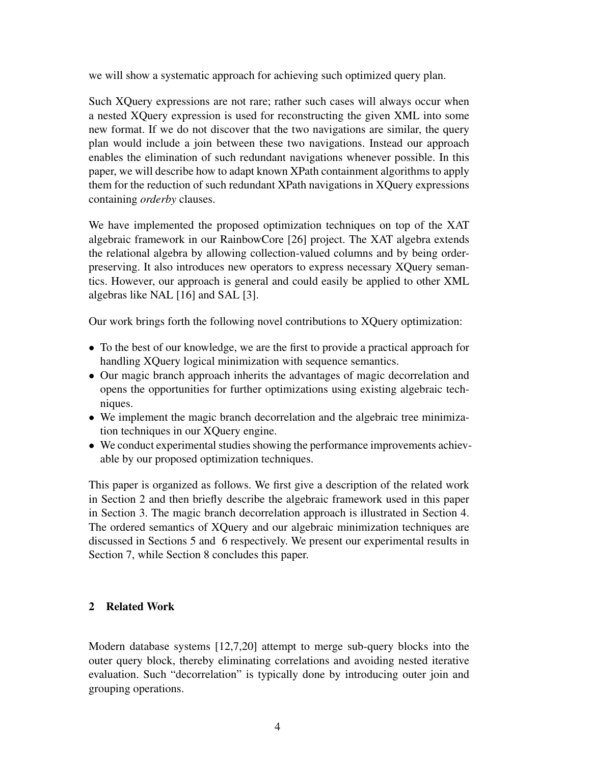we will show a systematic approach for achieving such optimized query plan.

Such XQuery expressions are not rare; rather such cases will always occur when a nested XQuery expression is used for reconstructing the given XML into some new format. If we do not discover that the two navigations are similar, the query plan would include a join between these two navigations. Instead our approach enables the elimination of such redundant navigations whenever possible. In this paper, we will describe how to adapt known XPath containment algorithms to apply them for the reduction of such redundant XPath navigations in XQuery expressions containing *orderby* clauses.

We have implemented the proposed optimization techniques on top of the XAT algebraic framework in our RainbowCore [26] project. The XAT algebra extends the relational algebra by allowing collection-valued columns and by being order-preserving. It also introduces new operators to express necessary XQuery semantics. However, our approach is general and could easily be applied to other XML algebras like NAL [16] and SAL [3].

Our work brings forth the following novel contributions to XQuery optimization:

- To the best of our knowledge, we are the first to provide a practical approach for handling XQuery logical minimization with sequence semantics.
- Our magic branch approach inherits the advantages of magic decorrelation and opens the opportunities for further optimizations using existing algebraic techniques.
- We implement the magic branch decorrelation and the algebraic tree minimization techniques in our XQuery engine.
- We conduct experimental studies showing the performance improvements achievable by our proposed optimization techniques.

This paper is organized as follows. We first give a description of the related work in Section 2 and then briefly describe the algebraic framework used in this paper in Section 3. The magic branch decorrelation approach is illustrated in Section 4. The ordered semantics of XQuery and our algebraic minimization techniques are discussed in Sections 5 and 6 respectively. We present our experimental results in Section 7, while Section 8 concludes this paper.

## 2 Related Work

Modern database systems [12,7,20] attempt to merge sub-query blocks into the outer query block, thereby eliminating correlations and avoiding nested iterative evaluation. Such "decorrelation" is typically done by introducing outer join and grouping operations.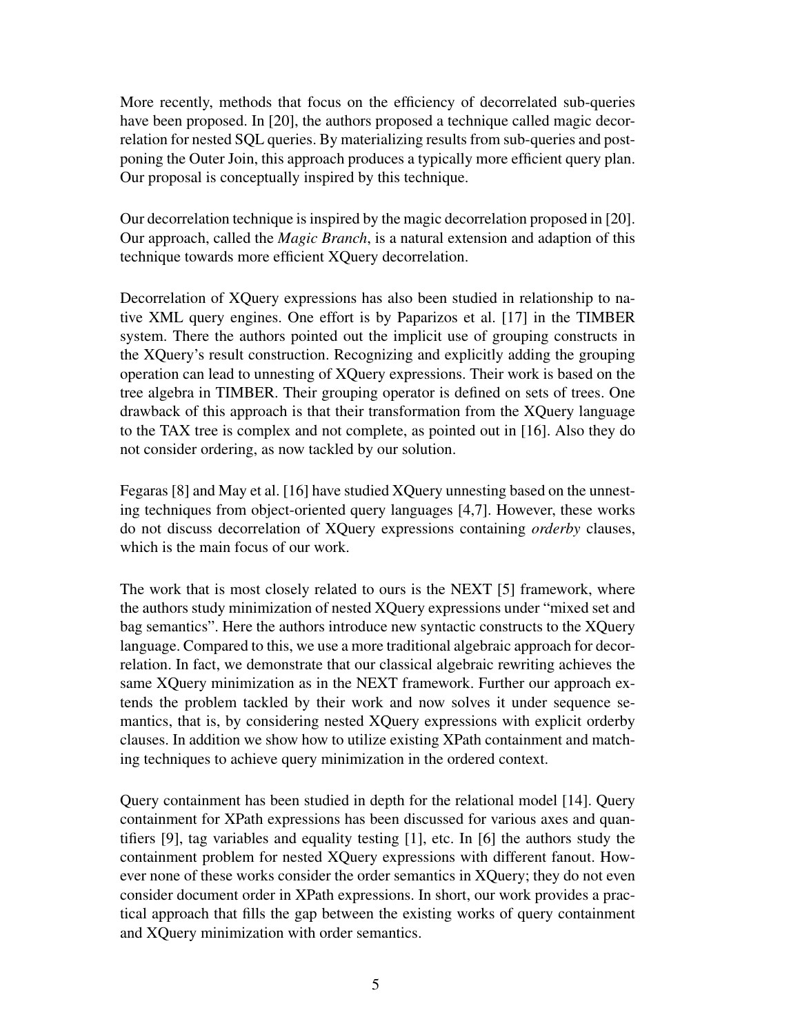More recently, methods that focus on the efficiency of decorrelated sub-queries have been proposed. In [20], the authors proposed a technique called magic decorrelation for nested SQL queries. By materializing results from sub-queries and postponing the Outer Join, this approach produces a typically more efficient query plan. Our proposal is conceptually inspired by this technique.

Our decorrelation technique is inspired by the magic decorrelation proposed in [20]. Our approach, called the *Magic Branch*, is a natural extension and adaption of this technique towards more efficient XQuery decorrelation.

Decorrelation of XQuery expressions has also been studied in relationship to native XML query engines. One effort is by Paparizos et al. [17] in the TIMBER system. There the authors pointed out the implicit use of grouping constructs in the XQuery's result construction. Recognizing and explicitly adding the grouping operation can lead to unnesting of XQuery expressions. Their work is based on the tree algebra in TIMBER. Their grouping operator is defined on sets of trees. One drawback of this approach is that their transformation from the XQuery language to the TAX tree is complex and not complete, as pointed out in [16]. Also they do not consider ordering, as now tackled by our solution.

Fegaras [8] and May et al. [16] have studied XQuery unnesting based on the unnesting techniques from object-oriented query languages [4,7]. However, these works do not discuss decorrelation of XQuery expressions containing *orderby* clauses, which is the main focus of our work.

The work that is most closely related to ours is the NEXT [5] framework, where the authors study minimization of nested XQuery expressions under "mixed set and bag semantics". Here the authors introduce new syntactic constructs to the XQuery language. Compared to this, we use a more traditional algebraic approach for decorrelation. In fact, we demonstrate that our classical algebraic rewriting achieves the same XQuery minimization as in the NEXT framework. Further our approach extends the problem tackled by their work and now solves it under sequence semantics, that is, by considering nested XQuery expressions with explicit orderby clauses. In addition we show how to utilize existing XPath containment and matching techniques to achieve query minimization in the ordered context.

Query containment has been studied in depth for the relational model [14]. Query containment for XPath expressions has been discussed for various axes and quantifiers [9], tag variables and equality testing [1], etc. In [6] the authors study the containment problem for nested XQuery expressions with different fanout. However none of these works consider the order semantics in XQuery; they do not even consider document order in XPath expressions. In short, our work provides a practical approach that fills the gap between the existing works of query containment and XQuery minimization with order semantics.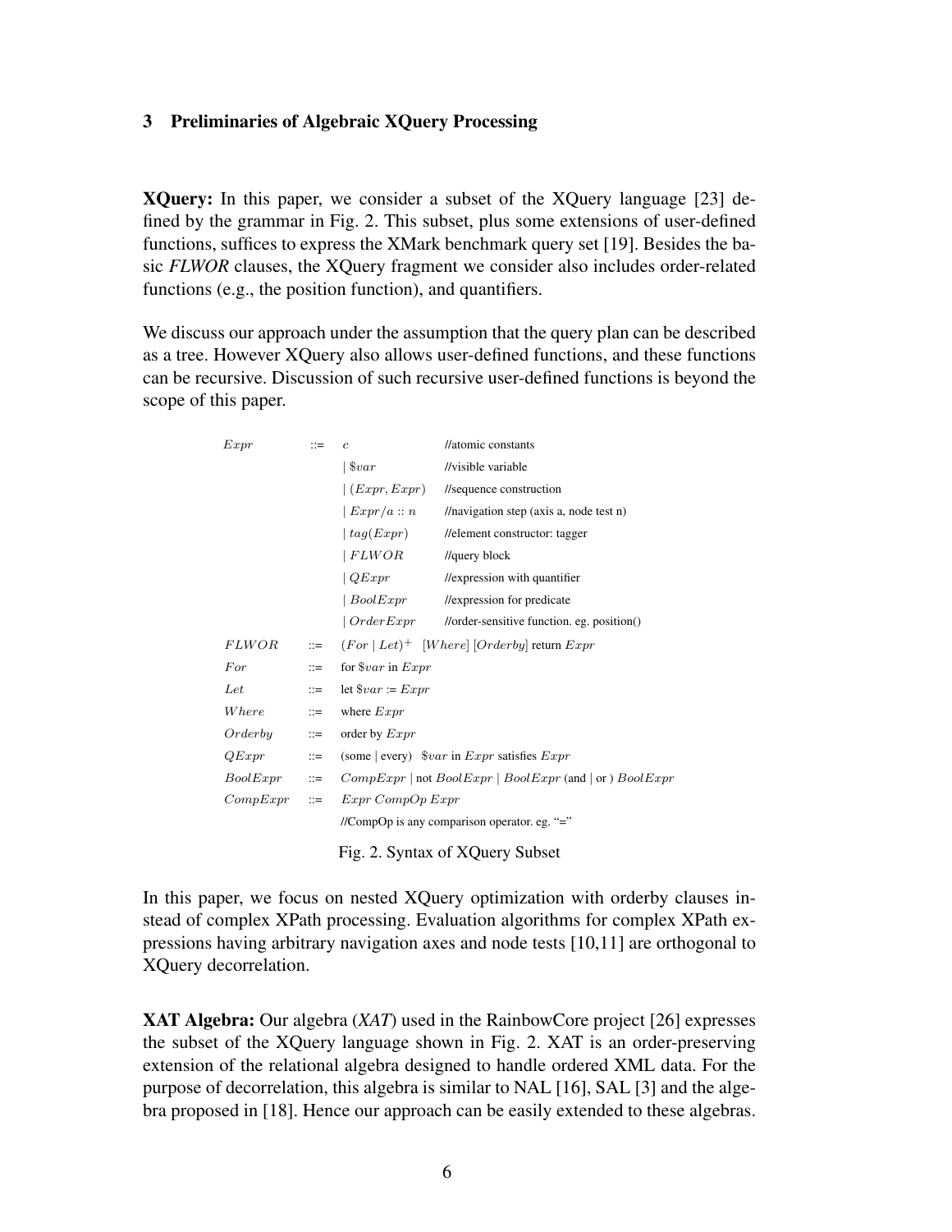## 3 Preliminaries of Algebraic XQuery Processing

**XQuery:** In this paper, we consider a subset of the XQuery language [23] defined by the grammar in Fig. 2. This subset, plus some extensions of user-defined functions, suffices to express the XMark benchmark query set [19]. Besides the basic *FLWOR* clauses, the XQuery fragment we consider also includes order-related functions (e.g., the position function), and quantifiers.

We discuss our approach under the assumption that the query plan can be described as a tree. However XQuery also allows user-defined functions, and these functions can be recursive. Discussion of such recursive user-defined functions is beyond the scope of this paper.

| | | | |
|---|---|---|---|
| $Expr$ | ::= | $c$ | //atomic constants |
| | | $\mid \$var$ | //visible variable |
| | | $\mid (Expr, Expr)$ | //sequence construction |
| | | $\mid Expr/a :: n$ | //navigation step (axis a, node test n) |
| | | $\mid tag(Expr)$ | //element constructor: tagger |
| | | $\mid FLWOR$ | //query block |
| | | $\mid QExpr$ | //expression with quantifier |
| | | $\mid BoolExpr$ | //expression for predicate |
| | | $\mid OrderExpr$ | //order-sensitive function. eg. position() |
| $FLWOR$ | ::= | $(For \mid Let)^+$ $[Where]$ $[Orderby]$ return $Expr$ | |
| $For$ | ::= | for $\$var$ in $Expr$ | |
| $Let$ | ::= | let $\$var$ := $Expr$ | |
| $Where$ | ::= | where $Expr$ | |
| $Orderby$ | ::= | order by $Expr$ | |
| $QExpr$ | ::= | (some \| every) $\$var$ in $Expr$ satisfies $Expr$ | |
| $BoolExpr$ | ::= | $CompExpr$ \| not $BoolExpr$ \| $BoolExpr$ (and \| or ) $BoolExpr$ | |
| $CompExpr$ | ::= | $Expr\ CompOp\ Expr$ | |
| | | //CompOp is any comparison operator. eg. "=" | |

Fig. 2. Syntax of XQuery Subset

In this paper, we focus on nested XQuery optimization with orderby clauses instead of complex XPath processing. Evaluation algorithms for complex XPath expressions having arbitrary navigation axes and node tests [10,11] are orthogonal to XQuery decorrelation.

**XAT Algebra:** Our algebra (*XAT*) used in the RainbowCore project [26] expresses the subset of the XQuery language shown in Fig. 2. XAT is an order-preserving extension of the relational algebra designed to handle ordered XML data. For the purpose of decorrelation, this algebra is similar to NAL [16], SAL [3] and the algebra proposed in [18]. Hence our approach can be easily extended to these algebras.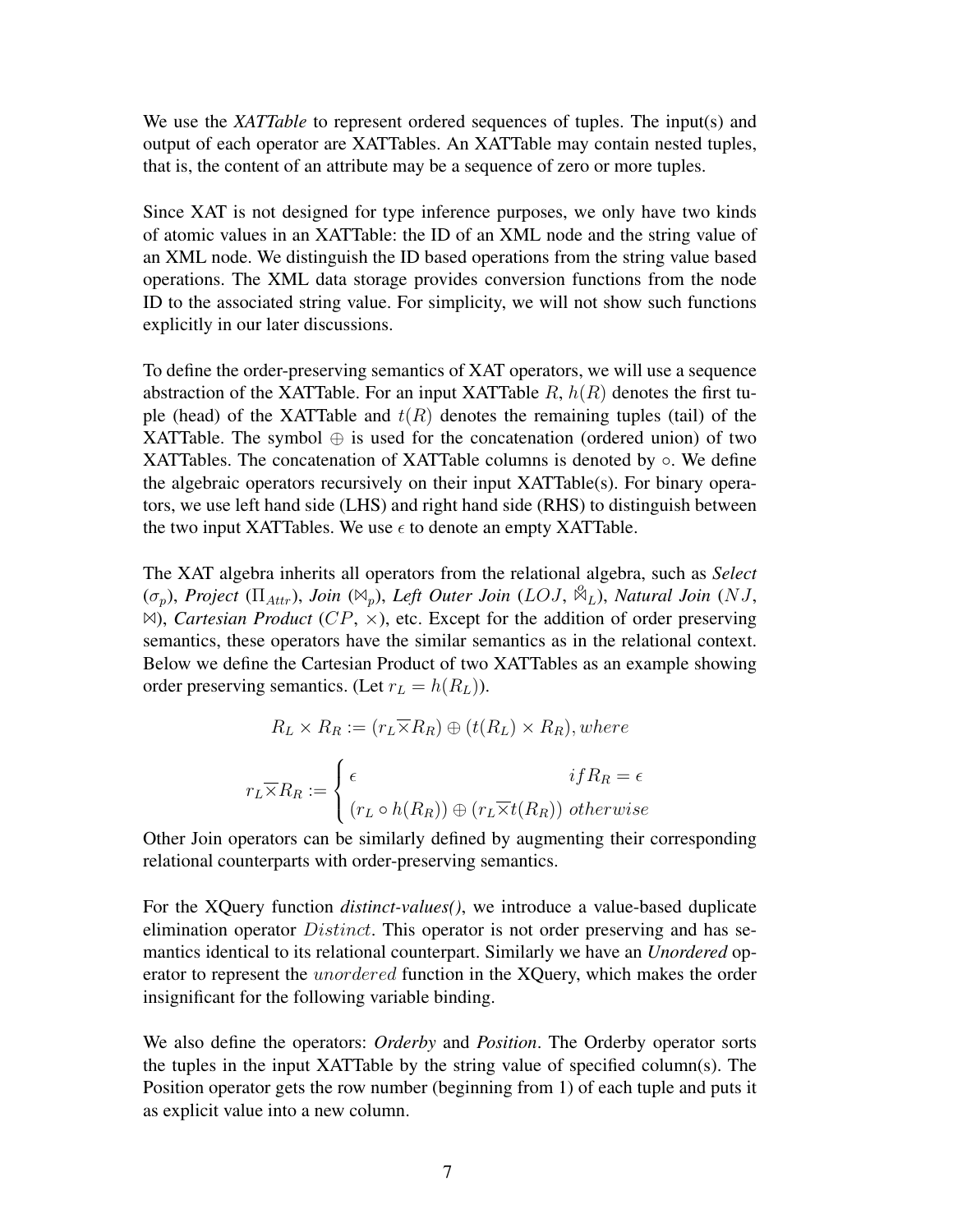We use the *XATTable* to represent ordered sequences of tuples. The input(s) and output of each operator are XATTables. An XATTable may contain nested tuples, that is, the content of an attribute may be a sequence of zero or more tuples.

Since XAT is not designed for type inference purposes, we only have two kinds of atomic values in an XATTable: the ID of an XML node and the string value of an XML node. We distinguish the ID based operations from the string value based operations. The XML data storage provides conversion functions from the node ID to the associated string value. For simplicity, we will not show such functions explicitly in our later discussions.

To define the order-preserving semantics of XAT operators, we will use a sequence abstraction of the XATTable. For an input XATTable $R$, $h(R)$ denotes the first tuple (head) of the XATTable and $t(R)$ denotes the remaining tuples (tail) of the XATTable. The symbol $\oplus$ is used for the concatenation (ordered union) of two XATTables. The concatenation of XATTable columns is denoted by $\circ$. We define the algebraic operators recursively on their input XATTable(s). For binary operators, we use left hand side (LHS) and right hand side (RHS) to distinguish between the two input XATTables. We use $\epsilon$ to denote an empty XATTable.

The XAT algebra inherits all operators from the relational algebra, such as *Select* ($\sigma_p$), *Project* ($\Pi_{Attr}$), *Join* ($\bowtie_p$), *Left Outer Join* ($LOJ$, $⟕_L$), *Natural Join* ($NJ$, $\bowtie$), *Cartesian Product* ($CP$, $\times$), etc. Except for the addition of order preserving semantics, these operators have the similar semantics as in the relational context. Below we define the Cartesian Product of two XATTables as an example showing order preserving semantics. (Let $r_L = h(R_L)$).

$$R_L \times R_R := (r_L \overline{\times} R_R) \oplus (t(R_L) \times R_R), where$$

$$r_L \overline{\times} R_R := \begin{cases} \epsilon & if R_R = \epsilon \\ (r_L \circ h(R_R)) \oplus (r_L \overline{\times} t(R_R)) & otherwise \end{cases}$$

Other Join operators can be similarly defined by augmenting their corresponding relational counterparts with order-preserving semantics.

For the XQuery function *distinct-values()*, we introduce a value-based duplicate elimination operator $Distinct$. This operator is not order preserving and has semantics identical to its relational counterpart. Similarly we have an *Unordered* operator to represent the $unordered$ function in the XQuery, which makes the order insignificant for the following variable binding.

We also define the operators: *Orderby* and *Position*. The Orderby operator sorts the tuples in the input XATTable by the string value of specified column(s). The Position operator gets the row number (beginning from 1) of each tuple and puts it as explicit value into a new column.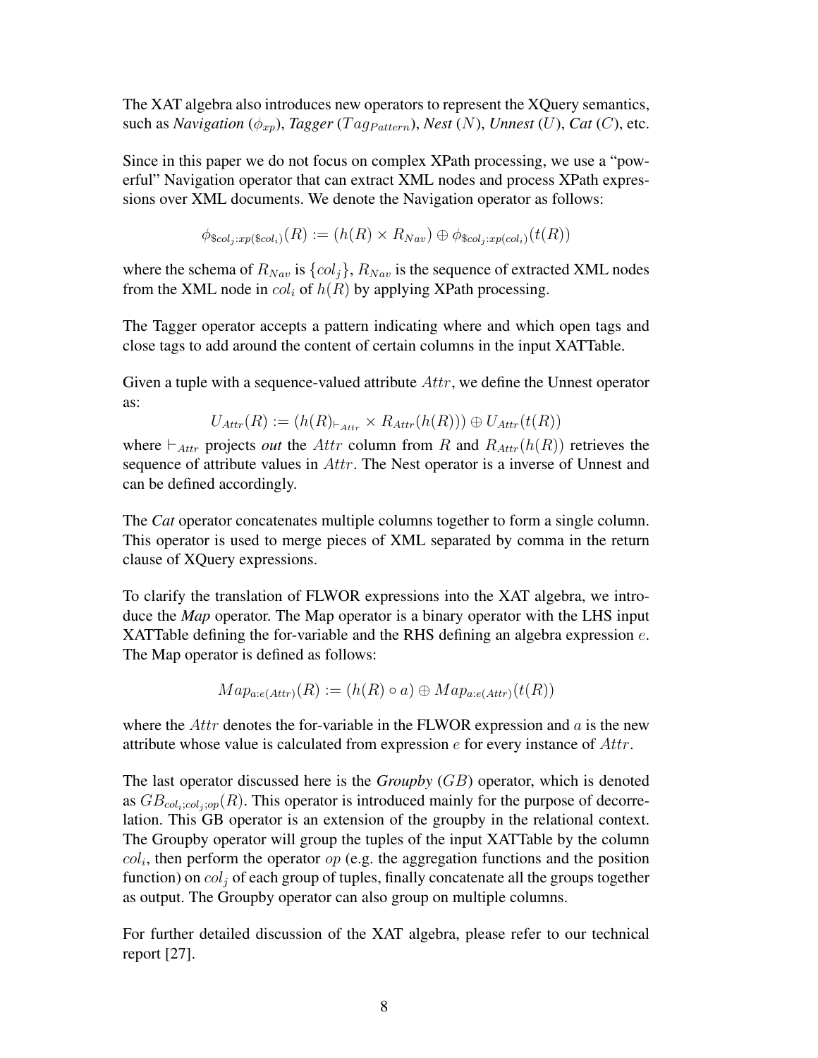The XAT algebra also introduces new operators to represent the XQuery semantics, such as *Navigation* ($\phi_{xp}$), *Tagger* ($Tag_{Pattern}$), *Nest* ($N$), *Unnest* ($U$), *Cat* ($C$), etc.

Since in this paper we do not focus on complex XPath processing, we use a "powerful" Navigation operator that can extract XML nodes and process XPath expressions over XML documents. We denote the Navigation operator as follows:

$$\phi_{\$col_j:xp(\$col_i)}(R) := (h(R) \times R_{Nav}) \oplus \phi_{\$col_j:xp(col_i)}(t(R))$$

where the schema of $R_{Nav}$ is $\{col_j\}$, $R_{Nav}$ is the sequence of extracted XML nodes from the XML node in $col_i$ of $h(R)$ by applying XPath processing.

The Tagger operator accepts a pattern indicating where and which open tags and close tags to add around the content of certain columns in the input XATTable.

Given a tuple with a sequence-valued attribute $Attr$, we define the Unnest operator as:

$$U_{Attr}(R) := (h(R)_{\vdash_{Attr}} \times R_{Attr}(h(R))) \oplus U_{Attr}(t(R))$$

where $\vdash_{Attr}$ projects *out* the $Attr$ column from $R$ and $R_{Attr}(h(R))$ retrieves the sequence of attribute values in $Attr$. The Nest operator is a inverse of Unnest and can be defined accordingly.

The *Cat* operator concatenates multiple columns together to form a single column. This operator is used to merge pieces of XML separated by comma in the return clause of XQuery expressions.

To clarify the translation of FLWOR expressions into the XAT algebra, we introduce the *Map* operator. The Map operator is a binary operator with the LHS input XATTable defining the for-variable and the RHS defining an algebra expression $e$. The Map operator is defined as follows:

$$Map_{a:e(Attr)}(R) := (h(R) \circ a) \oplus Map_{a:e(Attr)}(t(R))$$

where the $Attr$ denotes the for-variable in the FLWOR expression and $a$ is the new attribute whose value is calculated from expression $e$ for every instance of $Attr$.

The last operator discussed here is the *Groupby* ($GB$) operator, which is denoted as $GB_{col_i;col_j;op}(R)$. This operator is introduced mainly for the purpose of decorrelation. This GB operator is an extension of the groupby in the relational context. The Groupby operator will group the tuples of the input XATTable by the column $col_i$, then perform the operator $op$ (e.g. the aggregation functions and the position function) on $col_j$ of each group of tuples, finally concatenate all the groups together as output. The Groupby operator can also group on multiple columns.

For further detailed discussion of the XAT algebra, please refer to our technical report [27].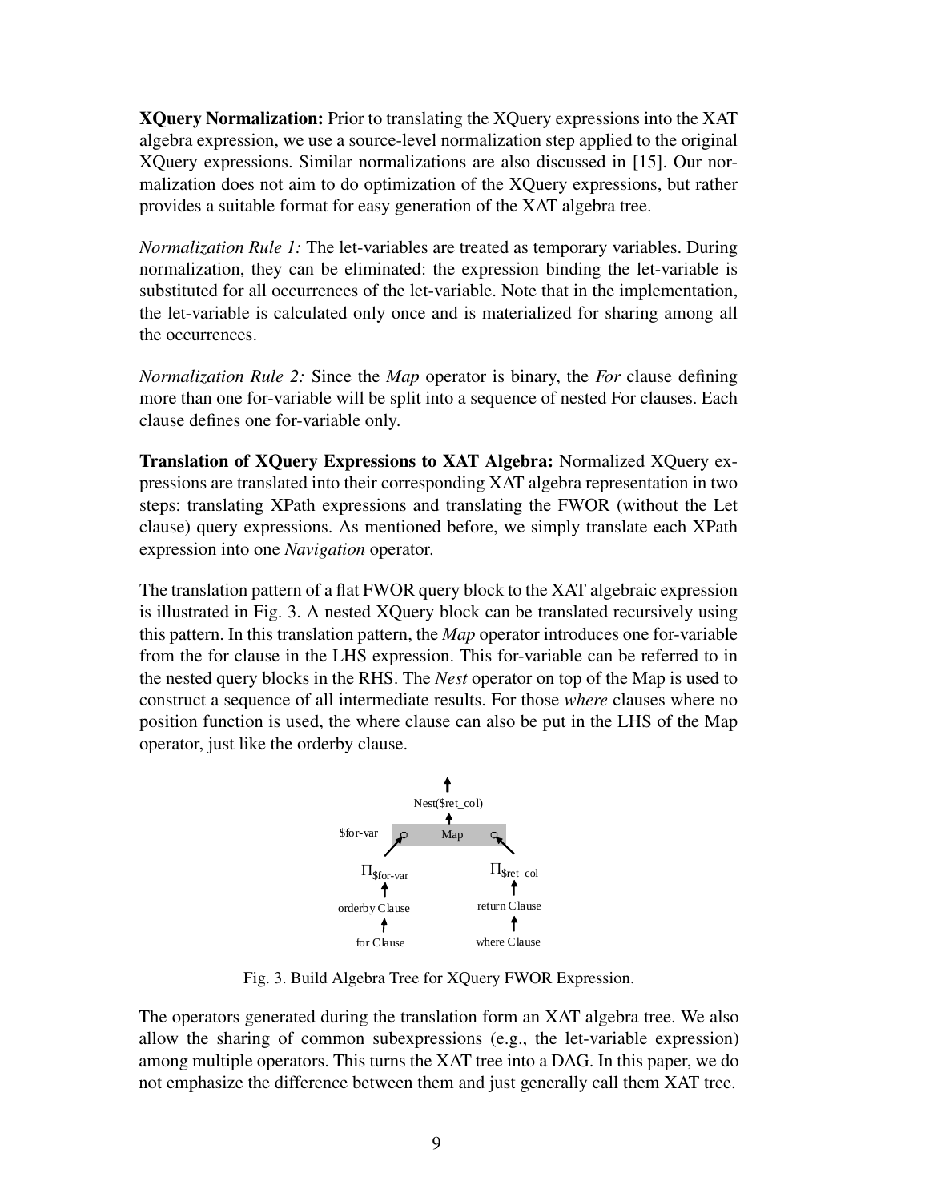**XQuery Normalization:** Prior to translating the XQuery expressions into the XAT algebra expression, we use a source-level normalization step applied to the original XQuery expressions. Similar normalizations are also discussed in [15]. Our normalization does not aim to do optimization of the XQuery expressions, but rather provides a suitable format for easy generation of the XAT algebra tree.

*Normalization Rule 1:* The let-variables are treated as temporary variables. During normalization, they can be eliminated: the expression binding the let-variable is substituted for all occurrences of the let-variable. Note that in the implementation, the let-variable is calculated only once and is materialized for sharing among all the occurrences.

*Normalization Rule 2:* Since the *Map* operator is binary, the *For* clause defining more than one for-variable will be split into a sequence of nested For clauses. Each clause defines one for-variable only.

**Translation of XQuery Expressions to XAT Algebra:** Normalized XQuery expressions are translated into their corresponding XAT algebra representation in two steps: translating XPath expressions and translating the FWOR (without the Let clause) query expressions. As mentioned before, we simply translate each XPath expression into one *Navigation* operator.

The translation pattern of a flat FWOR query block to the XAT algebraic expression is illustrated in Fig. 3. A nested XQuery block can be translated recursively using this pattern. In this translation pattern, the *Map* operator introduces one for-variable from the for clause in the LHS expression. This for-variable can be referred to in the nested query blocks in the RHS. The *Nest* operator on top of the Map is used to construct a sequence of all intermediate results. For those *where* clauses where no position function is used, the where clause can also be put in the LHS of the Map operator, just like the orderby clause.

Nest($ret_col)
Map
$for-var
$\Pi_{\$for\text{-}var}$ — orderby Clause — for Clause
$\Pi_{\$ret\_col}$ — return Clause — where Clause

Fig. 3. Build Algebra Tree for XQuery FWOR Expression.

The operators generated during the translation form an XAT algebra tree. We also allow the sharing of common subexpressions (e.g., the let-variable expression) among multiple operators. This turns the XAT tree into a DAG. In this paper, we do not emphasize the difference between them and just generally call them XAT tree.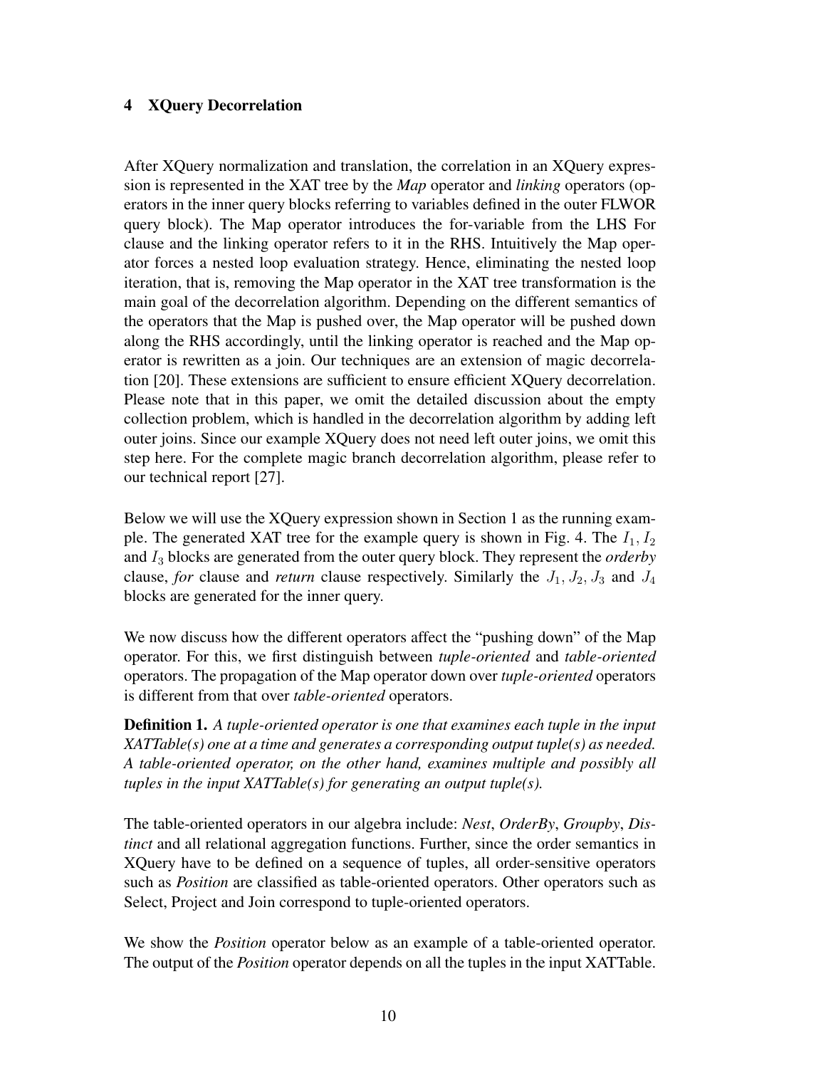## 4 XQuery Decorrelation

After XQuery normalization and translation, the correlation in an XQuery expression is represented in the XAT tree by the *Map* operator and *linking* operators (operators in the inner query blocks referring to variables defined in the outer FLWOR query block). The Map operator introduces the for-variable from the LHS For clause and the linking operator refers to it in the RHS. Intuitively the Map operator forces a nested loop evaluation strategy. Hence, eliminating the nested loop iteration, that is, removing the Map operator in the XAT tree transformation is the main goal of the decorrelation algorithm. Depending on the different semantics of the operators that the Map is pushed over, the Map operator will be pushed down along the RHS accordingly, until the linking operator is reached and the Map operator is rewritten as a join. Our techniques are an extension of magic decorrelation [20]. These extensions are sufficient to ensure efficient XQuery decorrelation. Please note that in this paper, we omit the detailed discussion about the empty collection problem, which is handled in the decorrelation algorithm by adding left outer joins. Since our example XQuery does not need left outer joins, we omit this step here. For the complete magic branch decorrelation algorithm, please refer to our technical report [27].

Below we will use the XQuery expression shown in Section 1 as the running example. The generated XAT tree for the example query is shown in Fig. 4. The $I_1, I_2$ and $I_3$ blocks are generated from the outer query block. They represent the *orderby* clause, *for* clause and *return* clause respectively. Similarly the $J_1, J_2, J_3$ and $J_4$ blocks are generated for the inner query.

We now discuss how the different operators affect the "pushing down" of the Map operator. For this, we first distinguish between *tuple-oriented* and *table-oriented* operators. The propagation of the Map operator down over *tuple-oriented* operators is different from that over *table-oriented* operators.

**Definition 1.** *A tuple-oriented operator is one that examines each tuple in the input XATTable(s) one at a time and generates a corresponding output tuple(s) as needed. A table-oriented operator, on the other hand, examines multiple and possibly all tuples in the input XATTable(s) for generating an output tuple(s).*

The table-oriented operators in our algebra include: *Nest*, *OrderBy*, *Groupby*, *Distinct* and all relational aggregation functions. Further, since the order semantics in XQuery have to be defined on a sequence of tuples, all order-sensitive operators such as *Position* are classified as table-oriented operators. Other operators such as Select, Project and Join correspond to tuple-oriented operators.

We show the *Position* operator below as an example of a table-oriented operator. The output of the *Position* operator depends on all the tuples in the input XATTable.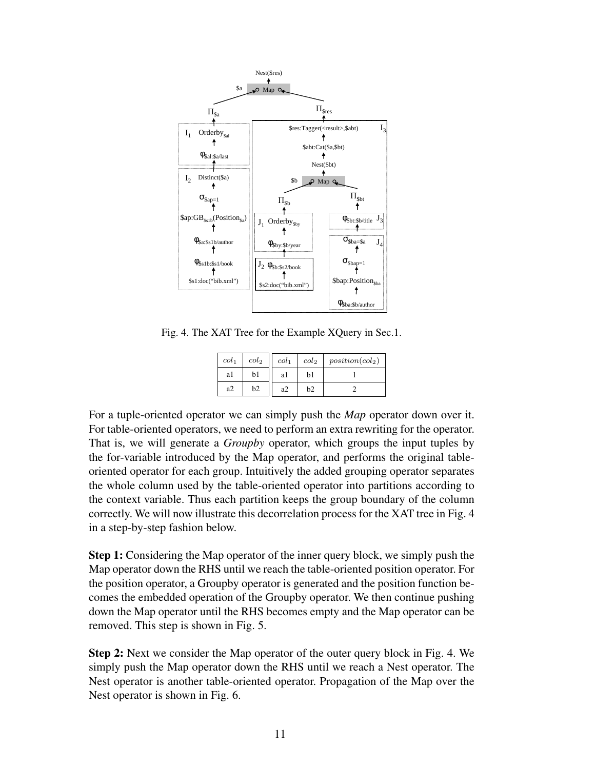Fig. 4. The XAT Tree for the Example XQuery in Sec.1.

| $col_1$ | $col_2$ |
|---|---|
| a1 | b1 |
| a2 | b2 |

| $col_1$ | $col_2$ | $position(col_2)$ |
|---|---|---|
| a1 | b1 | 1 |
| a2 | b2 | 2 |

For a tuple-oriented operator we can simply push the *Map* operator down over it. For table-oriented operators, we need to perform an extra rewriting for the operator. That is, we will generate a *Groupby* operator, which groups the input tuples by the for-variable introduced by the Map operator, and performs the original table-oriented operator for each group. Intuitively the added grouping operator separates the whole column used by the table-oriented operator into partitions according to the context variable. Thus each partition keeps the group boundary of the column correctly. We will now illustrate this decorrelation process for the XAT tree in Fig. 4 in a step-by-step fashion below.

**Step 1:** Considering the Map operator of the inner query block, we simply push the Map operator down the RHS until we reach the table-oriented position operator. For the position operator, a Groupby operator is generated and the position function becomes the embedded operation of the Groupby operator. We then continue pushing down the Map operator until the RHS becomes empty and the Map operator can be removed. This step is shown in Fig. 5.

**Step 2:** Next we consider the Map operator of the outer query block in Fig. 4. We simply push the Map operator down the RHS until we reach a Nest operator. The Nest operator is another table-oriented operator. Propagation of the Map over the Nest operator is shown in Fig. 6.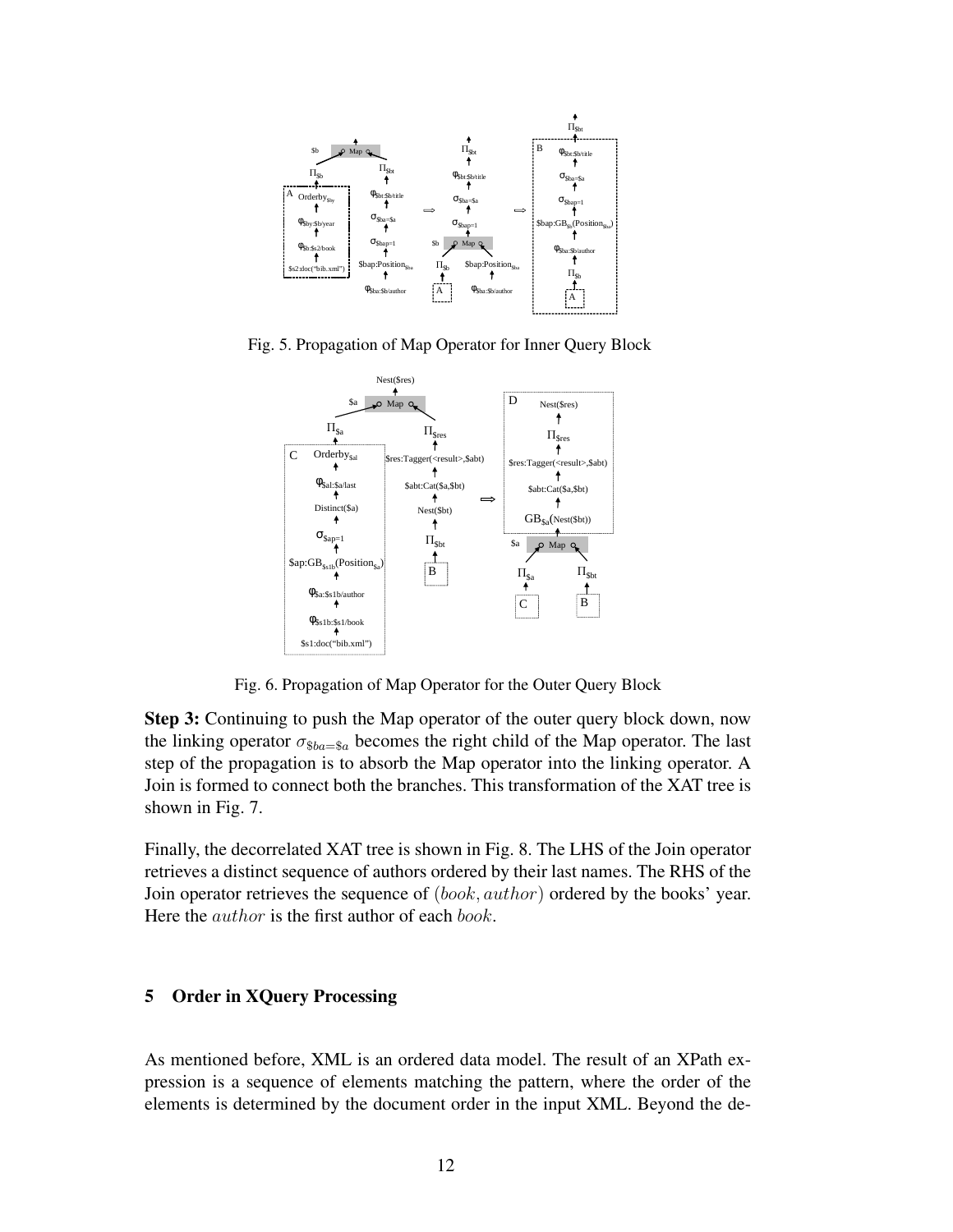Fig. 5. Propagation of Map Operator for Inner Query Block

Fig. 6. Propagation of Map Operator for the Outer Query Block

**Step 3:** Continuing to push the Map operator of the outer query block down, now the linking operator $\sigma_{\$ba=\$a}$ becomes the right child of the Map operator. The last step of the propagation is to absorb the Map operator into the linking operator. A Join is formed to connect both the branches. This transformation of the XAT tree is shown in Fig. 7.

Finally, the decorrelated XAT tree is shown in Fig. 8. The LHS of the Join operator retrieves a distinct sequence of authors ordered by their last names. The RHS of the Join operator retrieves the sequence of $(book, author)$ ordered by the books' year. Here the $author$ is the first author of each $book$.

## 5 Order in XQuery Processing

As mentioned before, XML is an ordered data model. The result of an XPath expression is a sequence of elements matching the pattern, where the order of the elements is determined by the document order in the input XML. Beyond the de-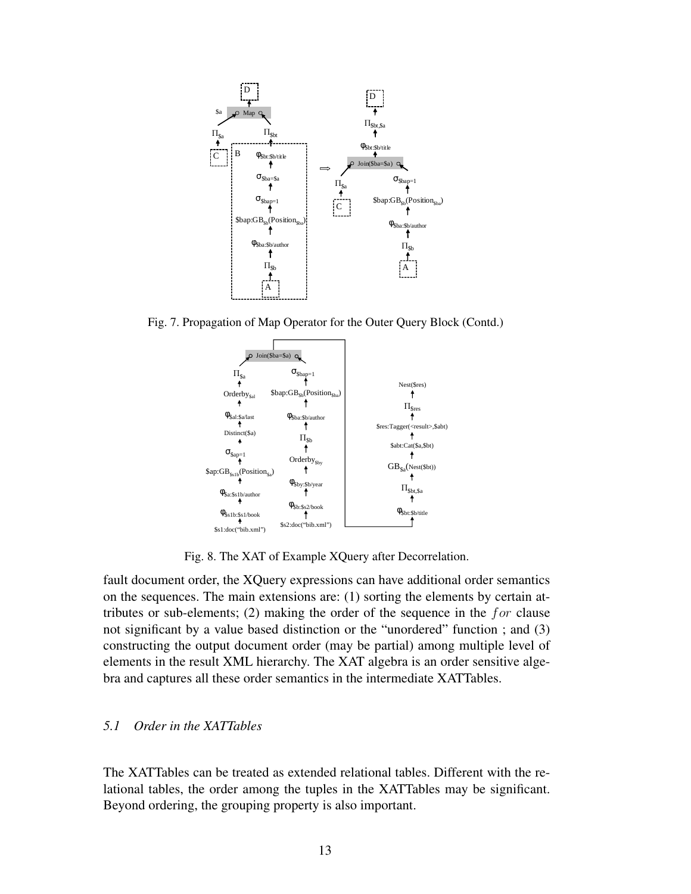Fig. 7. Propagation of Map Operator for the Outer Query Block (Contd.)

Fig. 8. The XAT of Example XQuery after Decorrelation.

fault document order, the XQuery expressions can have additional order semantics on the sequences. The main extensions are: (1) sorting the elements by certain attributes or sub-elements; (2) making the order of the sequence in the *for* clause not significant by a value based distinction or the "unordered" function ; and (3) constructing the output document order (may be partial) among multiple level of elements in the result XML hierarchy. The XAT algebra is an order sensitive algebra and captures all these order semantics in the intermediate XATTables.

### *5.1 Order in the XATTables*

The XATTables can be treated as extended relational tables. Different with the relational tables, the order among the tuples in the XATTables may be significant. Beyond ordering, the grouping property is also important.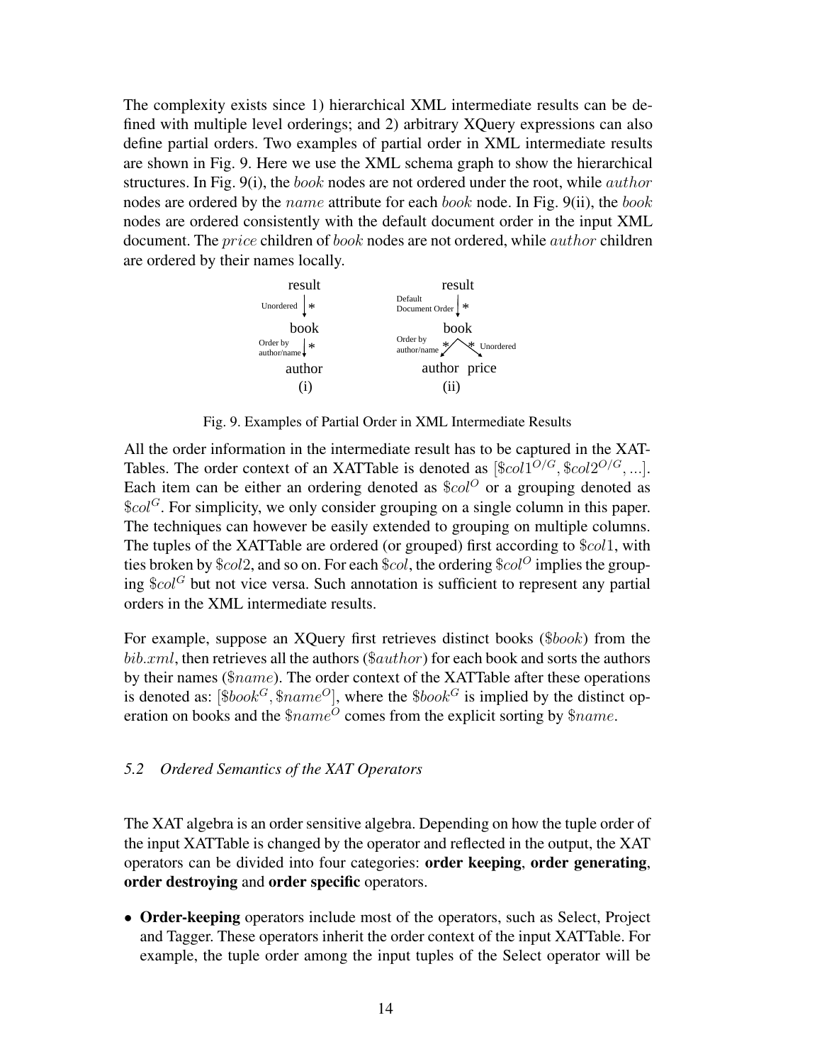The complexity exists since 1) hierarchical XML intermediate results can be defined with multiple level orderings; and 2) arbitrary XQuery expressions can also define partial orders. Two examples of partial order in XML intermediate results are shown in Fig. 9. Here we use the XML schema graph to show the hierarchical structures. In Fig. 9(i), the *book* nodes are not ordered under the root, while *author* nodes are ordered by the *name* attribute for each *book* node. In Fig. 9(ii), the *book* nodes are ordered consistently with the default document order in the input XML document. The *price* children of *book* nodes are not ordered, while *author* children are ordered by their names locally.

Fig. 9. Examples of Partial Order in XML Intermediate Results

All the order information in the intermediate result has to be captured in the XATTables. The order context of an XATTable is denoted as $[\$col1^{O/G}, \$col2^{O/G}, ...]$. Each item can be either an ordering denoted as $\$col^O$ or a grouping denoted as $\$col^G$. For simplicity, we only consider grouping on a single column in this paper. The techniques can however be easily extended to grouping on multiple columns. The tuples of the XATTable are ordered (or grouped) first according to $\$col1$, with ties broken by $\$col2$, and so on. For each $\$col$, the ordering $\$col^O$ implies the grouping $\$col^G$ but not vice versa. Such annotation is sufficient to represent any partial orders in the XML intermediate results.

For example, suppose an XQuery first retrieves distinct books ($\$book$) from the $bib.xml$, then retrieves all the authors ($\$author$) for each book and sorts the authors by their names ($\$name$). The order context of the XATTable after these operations is denoted as: $[\$book^G, \$name^O]$, where the $\$book^G$ is implied by the distinct operation on books and the $\$name^O$ comes from the explicit sorting by $\$name$.

### *5.2 Ordered Semantics of the XAT Operators*

The XAT algebra is an order sensitive algebra. Depending on how the tuple order of the input XATTable is changed by the operator and reflected in the output, the XAT operators can be divided into four categories: **order keeping**, **order generating**, **order destroying** and **order specific** operators.

- **Order-keeping** operators include most of the operators, such as Select, Project and Tagger. These operators inherit the order context of the input XATTable. For example, the tuple order among the input tuples of the Select operator will be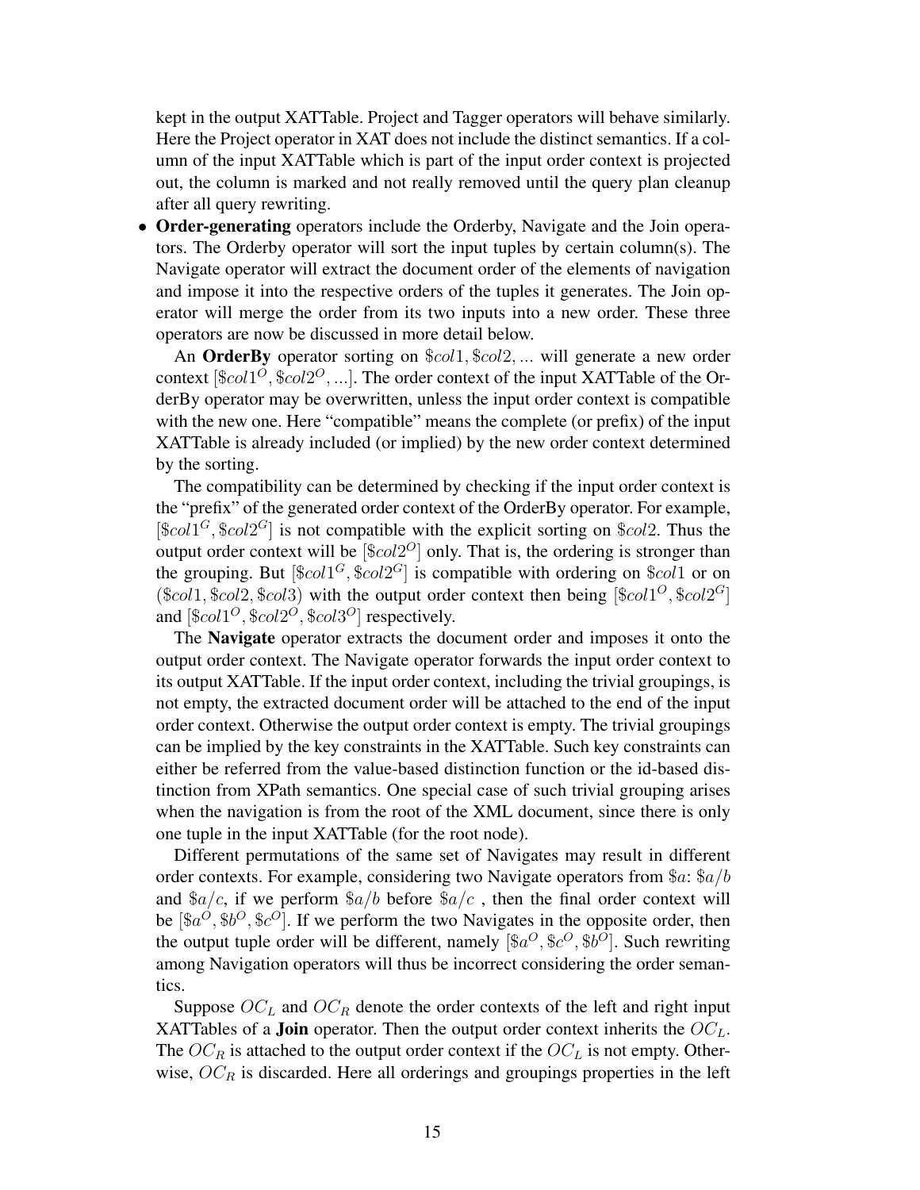kept in the output XATTable. Project and Tagger operators will behave similarly. Here the Project operator in XAT does not include the distinct semantics. If a column of the input XATTable which is part of the input order context is projected out, the column is marked and not really removed until the query plan cleanup after all query rewriting.

- **Order-generating** operators include the Orderby, Navigate and the Join operators. The Orderby operator will sort the input tuples by certain column(s). The Navigate operator will extract the document order of the elements of navigation and impose it into the respective orders of the tuples it generates. The Join operator will merge the order from its two inputs into a new order. These three operators are now be discussed in more detail below.

  An **OrderBy** operator sorting on $\$col1, \$col2, ...$ will generate a new order context $[\$col1^O, \$col2^O, ...]$. The order context of the input XATTable of the OrderBy operator may be overwritten, unless the input order context is compatible with the new one. Here "compatible" means the complete (or prefix) of the input XATTable is already included (or implied) by the new order context determined by the sorting.

  The compatibility can be determined by checking if the input order context is the "prefix" of the generated order context of the OrderBy operator. For example, $[\$col1^G, \$col2^G]$ is not compatible with the explicit sorting on $\$col2$. Thus the output order context will be $[\$col2^O]$ only. That is, the ordering is stronger than the grouping. But $[\$col1^G, \$col2^G]$ is compatible with ordering on $\$col1$ or on $(\$col1, \$col2, \$col3)$ with the output order context then being $[\$col1^O, \$col2^G]$ and $[\$col1^O, \$col2^O, \$col3^O]$ respectively.

  The **Navigate** operator extracts the document order and imposes it onto the output order context. The Navigate operator forwards the input order context to its output XATTable. If the input order context, including the trivial groupings, is not empty, the extracted document order will be attached to the end of the input order context. Otherwise the output order context is empty. The trivial groupings can be implied by the key constraints in the XATTable. Such key constraints can either be referred from the value-based distinction function or the id-based distinction from XPath semantics. One special case of such trivial grouping arises when the navigation is from the root of the XML document, since there is only one tuple in the input XATTable (for the root node).

  Different permutations of the same set of Navigates may result in different order contexts. For example, considering two Navigate operators from $\$a$: $\$a/b$ and $\$a/c$, if we perform $\$a/b$ before $\$a/c$ , then the final order context will be $[\$a^O, \$b^O, \$c^O]$. If we perform the two Navigates in the opposite order, then the output tuple order will be different, namely $[\$a^O, \$c^O, \$b^O]$. Such rewriting among Navigation operators will thus be incorrect considering the order semantics.

  Suppose $OC_L$ and $OC_R$ denote the order contexts of the left and right input XATTables of a **Join** operator. Then the output order context inherits the $OC_L$. The $OC_R$ is attached to the output order context if the $OC_L$ is not empty. Otherwise, $OC_R$ is discarded. Here all orderings and groupings properties in the left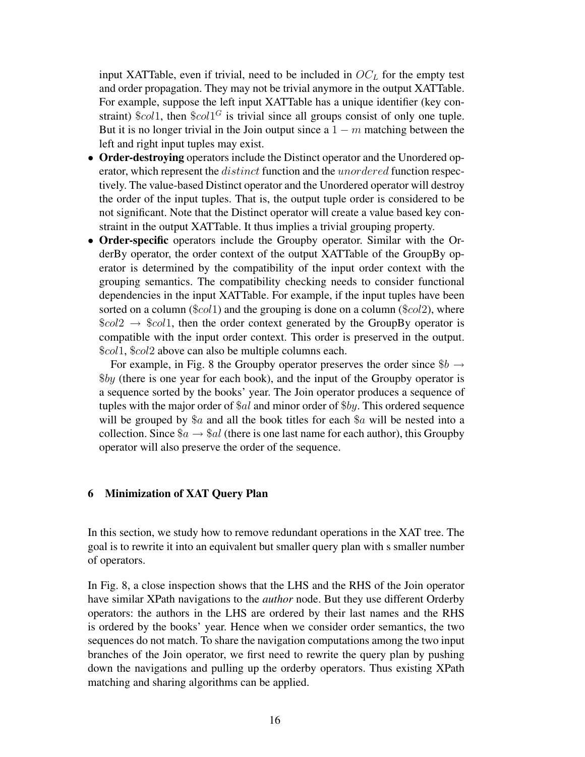input XATTable, even if trivial, need to be included in $OC_L$ for the empty test and order propagation. They may not be trivial anymore in the output XATTable. For example, suppose the left input XATTable has a unique identifier (key constraint) $\$col1$, then $\$col1^G$ is trivial since all groups consist of only one tuple. But it is no longer trivial in the Join output since a $1-m$ matching between the left and right input tuples may exist.

- **Order-destroying** operators include the Distinct operator and the Unordered operator, which represent the $distinct$ function and the $unordered$ function respectively. The value-based Distinct operator and the Unordered operator will destroy the order of the input tuples. That is, the output tuple order is considered to be not significant. Note that the Distinct operator will create a value based key constraint in the output XATTable. It thus implies a trivial grouping property.
- **Order-specific** operators include the Groupby operator. Similar with the OrderBy operator, the order context of the output XATTable of the GroupBy operator is determined by the compatibility of the input order context with the grouping semantics. The compatibility checking needs to consider functional dependencies in the input XATTable. For example, if the input tuples have been sorted on a column ($\$col1$) and the grouping is done on a column ($\$col2$), where $\$col2 \rightarrow \$col1$, then the order context generated by the GroupBy operator is compatible with the input order context. This order is preserved in the output. $\$col1$, $\$col2$ above can also be multiple columns each.

  For example, in Fig. 8 the Groupby operator preserves the order since $\$b \rightarrow \$by$ (there is one year for each book), and the input of the Groupby operator is a sequence sorted by the books' year. The Join operator produces a sequence of tuples with the major order of $\$al$ and minor order of $\$by$. This ordered sequence will be grouped by $\$a$ and all the book titles for each $\$a$ will be nested into a collection. Since $\$a \rightarrow \$al$ (there is one last name for each author), this Groupby operator will also preserve the order of the sequence.

## 6 Minimization of XAT Query Plan

In this section, we study how to remove redundant operations in the XAT tree. The goal is to rewrite it into an equivalent but smaller query plan with s smaller number of operators.

In Fig. 8, a close inspection shows that the LHS and the RHS of the Join operator have similar XPath navigations to the *author* node. But they use different Orderby operators: the authors in the LHS are ordered by their last names and the RHS is ordered by the books' year. Hence when we consider order semantics, the two sequences do not match. To share the navigation computations among the two input branches of the Join operator, we first need to rewrite the query plan by pushing down the navigations and pulling up the orderby operators. Thus existing XPath matching and sharing algorithms can be applied.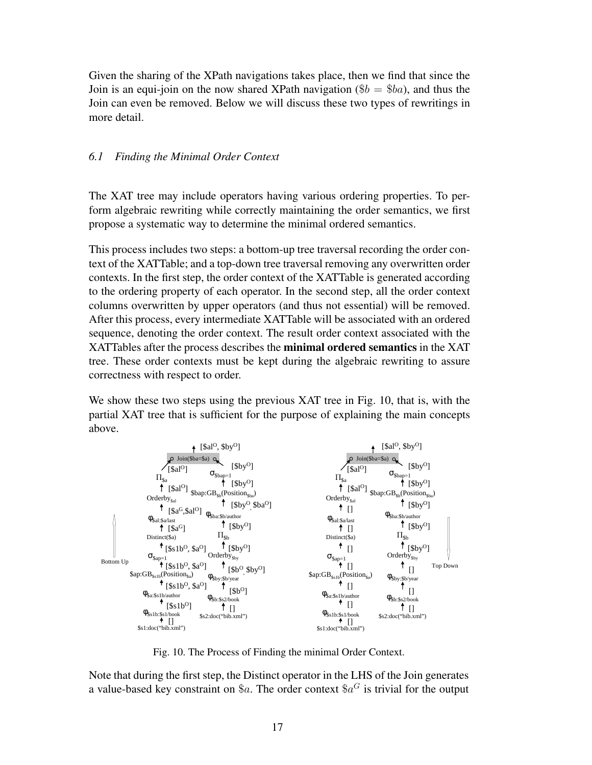Given the sharing of the XPath navigations takes place, then we find that since the Join is an equi-join on the now shared XPath navigation ($\$b = \$ba$), and thus the Join can even be removed. Below we will discuss these two types of rewritings in more detail.

### *6.1 Finding the Minimal Order Context*

The XAT tree may include operators having various ordering properties. To perform algebraic rewriting while correctly maintaining the order semantics, we first propose a systematic way to determine the minimal ordered semantics.

This process includes two steps: a bottom-up tree traversal recording the order context of the XATTable; and a top-down tree traversal removing any overwritten order contexts. In the first step, the order context of the XATTable is generated according to the ordering property of each operator. In the second step, all the order context columns overwritten by upper operators (and thus not essential) will be removed. After this process, every intermediate XATTable will be associated with an ordered sequence, denoting the order context. The result order context associated with the XATTables after the process describes the **minimal ordered semantics** in the XAT tree. These order contexts must be kept during the algebraic rewriting to assure correctness with respect to order.

We show these two steps using the previous XAT tree in Fig. 10, that is, with the partial XAT tree that is sufficient for the purpose of explaining the main concepts above.

Fig. 10. The Process of Finding the minimal Order Context.

Note that during the first step, the Distinct operator in the LHS of the Join generates a value-based key constraint on $\$a$. The order context $\$a^G$ is trivial for the output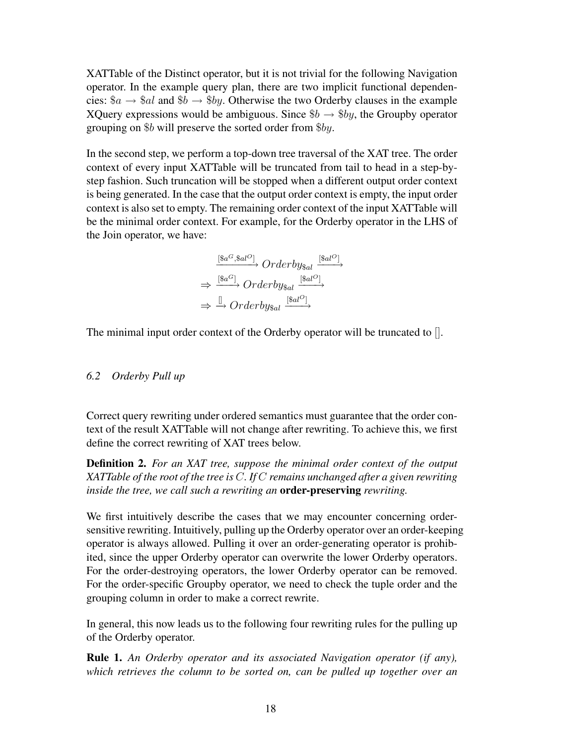XATTable of the Distinct operator, but it is not trivial for the following Navigation operator. In the example query plan, there are two implicit functional dependencies: $\$a \rightarrow \$al$ and $\$b \rightarrow \$by$. Otherwise the two Orderby clauses in the example XQuery expressions would be ambiguous. Since $\$b \rightarrow \$by$, the Groupby operator grouping on $\$b$ will preserve the sorted order from $\$by$.

In the second step, we perform a top-down tree traversal of the XAT tree. The order context of every input XATTable will be truncated from tail to head in a step-by-step fashion. Such truncation will be stopped when a different output order context is being generated. In the case that the output order context is empty, the input order context is also set to empty. The remaining order context of the input XATTable will be the minimal order context. For example, for the Orderby operator in the LHS of the Join operator, we have:

$$
\begin{aligned}
&\xrightarrow{[\$a^G,\$al^O]} Orderby_{\$al} \xrightarrow{[\$al^O]} \\
\Rightarrow\ &\xrightarrow{[\$a^G]} Orderby_{\$al} \xrightarrow{[\$al^O]} \\
\Rightarrow\ &\xrightarrow{[]} Orderby_{\$al} \xrightarrow{[\$al^O]}
\end{aligned}
$$

The minimal input order context of the Orderby operator will be truncated to $[]$.

### *6.2 Orderby Pull up*

Correct query rewriting under ordered semantics must guarantee that the order context of the result XATTable will not change after rewriting. To achieve this, we first define the correct rewriting of XAT trees below.

**Definition 2.** *For an XAT tree, suppose the minimal order context of the output XATTable of the root of the tree is $C$. If $C$ remains unchanged after a given rewriting inside the tree, we call such a rewriting an* **order-preserving** *rewriting.*

We first intuitively describe the cases that we may encounter concerning order-sensitive rewriting. Intuitively, pulling up the Orderby operator over an order-keeping operator is always allowed. Pulling it over an order-generating operator is prohibited, since the upper Orderby operator can overwrite the lower Orderby operators. For the order-destroying operators, the lower Orderby operator can be removed. For the order-specific Groupby operator, we need to check the tuple order and the grouping column in order to make a correct rewrite.

In general, this now leads us to the following four rewriting rules for the pulling up of the Orderby operator.

**Rule 1.** *An Orderby operator and its associated Navigation operator (if any), which retrieves the column to be sorted on, can be pulled up together over an*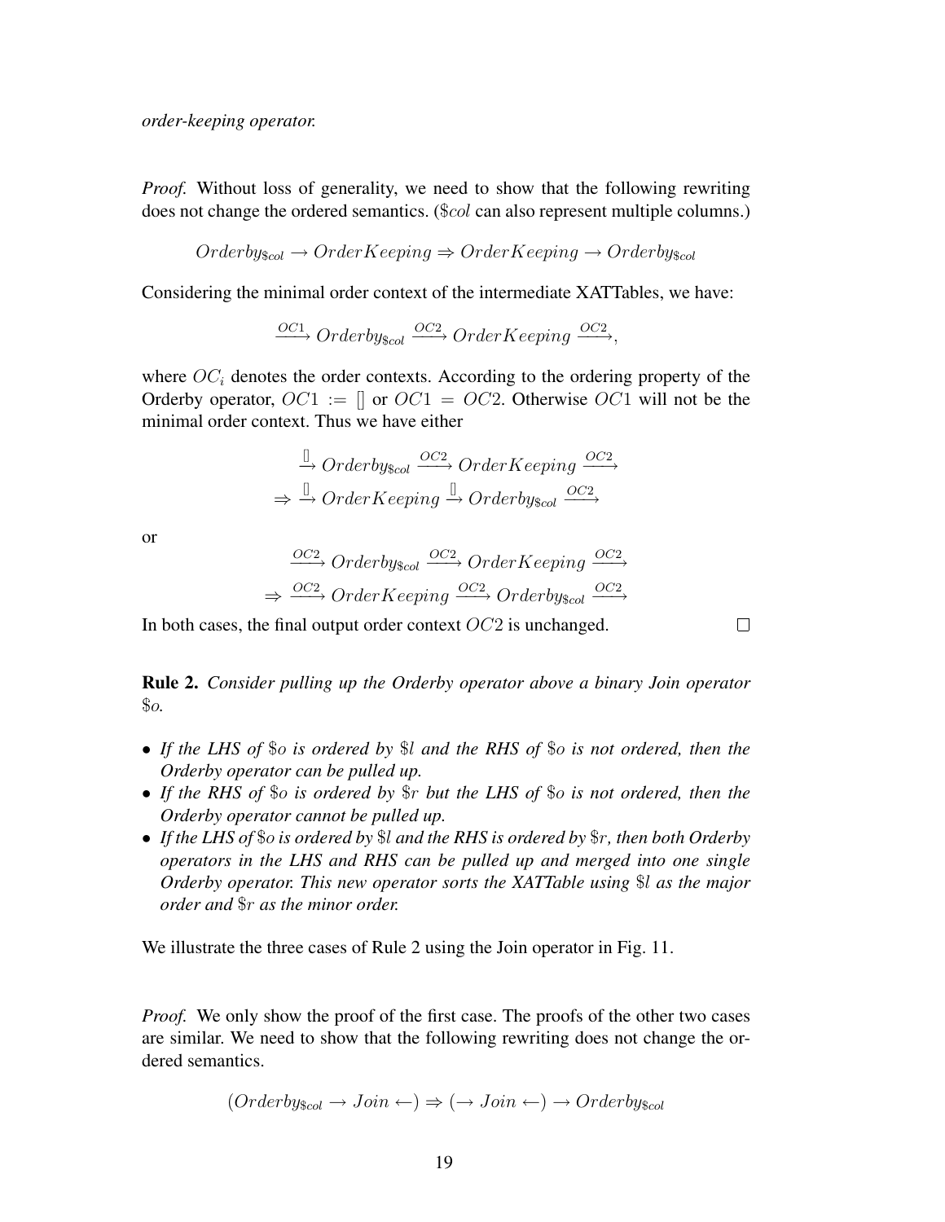*order-keeping operator.*

*Proof.* Without loss of generality, we need to show that the following rewriting does not change the ordered semantics. ($\$col$ can also represent multiple columns.)

$$Orderby_{\$col} \rightarrow OrderKeeping \Rightarrow OrderKeeping \rightarrow Orderby_{\$col}$$

Considering the minimal order context of the intermediate XATTables, we have:

$$\xrightarrow{OC1} Orderby_{\$col} \xrightarrow{OC2} OrderKeeping \xrightarrow{OC2},$$

where $OC_i$ denotes the order contexts. According to the ordering property of the Orderby operator, $OC1 := []$ or $OC1 = OC2$. Otherwise $OC1$ will not be the minimal order context. Thus we have either

$$\xrightarrow{[]} Orderby_{\$col} \xrightarrow{OC2} OrderKeeping \xrightarrow{OC2}$$
$$\Rightarrow \xrightarrow{[]} OrderKeeping \xrightarrow{[]} Orderby_{\$col} \xrightarrow{OC2}$$

or

$$\xrightarrow{OC2} Orderby_{\$col} \xrightarrow{OC2} OrderKeeping \xrightarrow{OC2}$$
$$\Rightarrow \xrightarrow{OC2} OrderKeeping \xrightarrow{OC2} Orderby_{\$col} \xrightarrow{OC2}$$

In both cases, the final output order context $OC2$ is unchanged. □

**Rule 2.** *Consider pulling up the Orderby operator above a binary Join operator* $\$o$*.*

- *If the LHS of* $\$o$ *is ordered by* $\$l$ *and the RHS of* $\$o$ *is not ordered, then the Orderby operator can be pulled up.*
- *If the RHS of* $\$o$ *is ordered by* $\$r$ *but the LHS of* $\$o$ *is not ordered, then the Orderby operator cannot be pulled up.*
- *If the LHS of* $\$o$ *is ordered by* $\$l$ *and the RHS is ordered by* $\$r$*, then both Orderby operators in the LHS and RHS can be pulled up and merged into one single Orderby operator. This new operator sorts the XATTable using* $\$l$ *as the major order and* $\$r$ *as the minor order.*

We illustrate the three cases of Rule 2 using the Join operator in Fig. 11.

*Proof.* We only show the proof of the first case. The proofs of the other two cases are similar. We need to show that the following rewriting does not change the ordered semantics.

$$(Orderby_{\$col} \rightarrow Join \leftarrow) \Rightarrow (\rightarrow Join \leftarrow) \rightarrow Orderby_{\$col}$$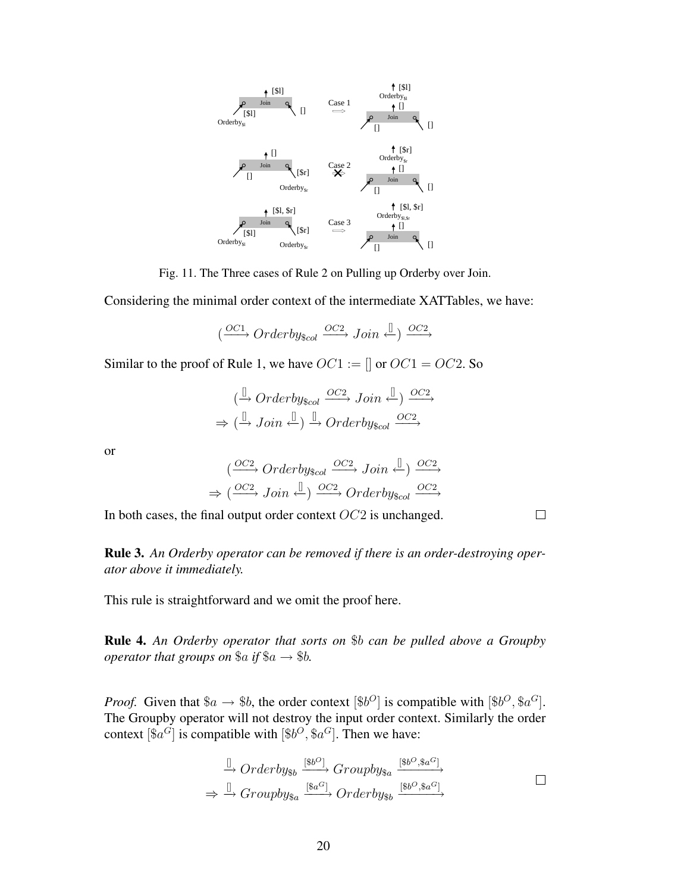Fig. 11. The Three cases of Rule 2 on Pulling up Orderby over Join.

Considering the minimal order context of the intermediate XATTables, we have:

$$(\xrightarrow{OC1} Orderby_{\$col} \xrightarrow{OC2} Join \xleftarrow{[]}) \xrightarrow{OC2}$$

Similar to the proof of Rule 1, we have $OC1 := []$ or $OC1 = OC2$. So

$$(\xrightarrow{[]} Orderby_{\$col} \xrightarrow{OC2} Join \xleftarrow{[]}) \xrightarrow{OC2}$$
$$\Rightarrow (\xrightarrow{[]} Join \xleftarrow{[]}) \xrightarrow{[]} Orderby_{\$col} \xrightarrow{OC2}$$

or

$$(\xrightarrow{OC2} Orderby_{\$col} \xrightarrow{OC2} Join \xleftarrow{[]}) \xrightarrow{OC2}$$
$$\Rightarrow (\xrightarrow{OC2} Join \xleftarrow{[]}) \xrightarrow{OC2} Orderby_{\$col} \xrightarrow{OC2}$$

In both cases, the final output order context $OC2$ is unchanged. □

**Rule 3.** *An Orderby operator can be removed if there is an order-destroying operator above it immediately.*

This rule is straightforward and we omit the proof here.

**Rule 4.** *An Orderby operator that sorts on $\$b$ can be pulled above a Groupby operator that groups on $\$a$ if $\$a \rightarrow \$b$.*

*Proof.* Given that $\$a \rightarrow \$b$, the order context $[\$b^O]$ is compatible with $[\$b^O, \$a^G]$. The Groupby operator will not destroy the input order context. Similarly the order context $[\$a^G]$ is compatible with $[\$b^O, \$a^G]$. Then we have:

$$\xrightarrow{[]} Orderby_{\$b} \xrightarrow{[\$b^O]} Groupby_{\$a} \xrightarrow{[\$b^O, \$a^G]}$$
$$\Rightarrow \xrightarrow{[]} Groupby_{\$a} \xrightarrow{[\$a^G]} Orderby_{\$b} \xrightarrow{[\$b^O, \$a^G]}$$

□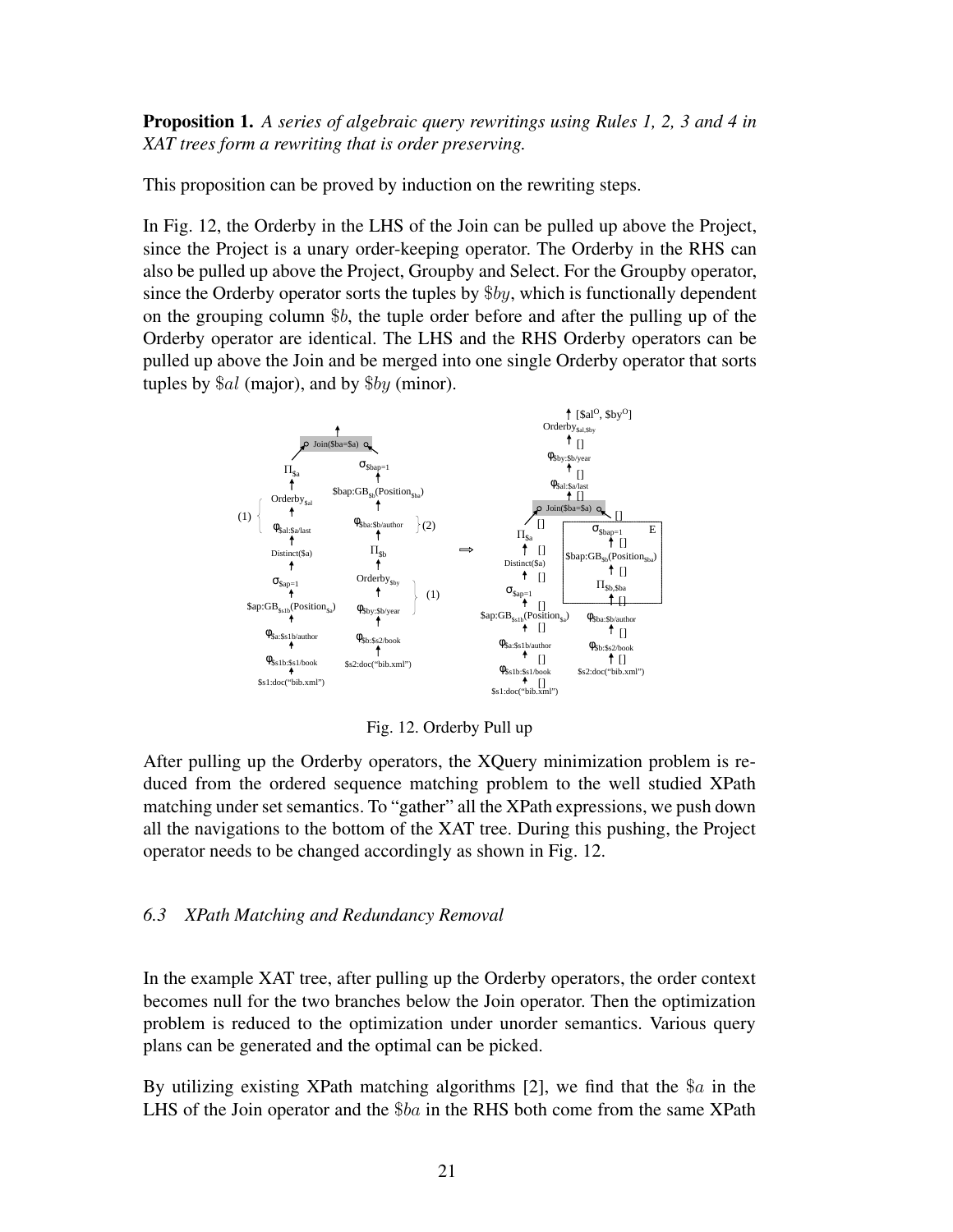**Proposition 1.** *A series of algebraic query rewritings using Rules 1, 2, 3 and 4 in XAT trees form a rewriting that is order preserving.*

This proposition can be proved by induction on the rewriting steps.

In Fig. 12, the Orderby in the LHS of the Join can be pulled up above the Project, since the Project is a unary order-keeping operator. The Orderby in the RHS can also be pulled up above the Project, Groupby and Select. For the Groupby operator, since the Orderby operator sorts the tuples by $\$by$, which is functionally dependent on the grouping column $\$b$, the tuple order before and after the pulling up of the Orderby operator are identical. The LHS and the RHS Orderby operators can be pulled up above the Join and be merged into one single Orderby operator that sorts tuples by $\$al$ (major), and by $\$by$ (minor).

Fig. 12. Orderby Pull up

After pulling up the Orderby operators, the XQuery minimization problem is reduced from the ordered sequence matching problem to the well studied XPath matching under set semantics. To "gather" all the XPath expressions, we push down all the navigations to the bottom of the XAT tree. During this pushing, the Project operator needs to be changed accordingly as shown in Fig. 12.

### 6.3 XPath Matching and Redundancy Removal

In the example XAT tree, after pulling up the Orderby operators, the order context becomes null for the two branches below the Join operator. Then the optimization problem is reduced to the optimization under unorder semantics. Various query plans can be generated and the optimal can be picked.

By utilizing existing XPath matching algorithms [2], we find that the $\$a$ in the LHS of the Join operator and the $\$ba$ in the RHS both come from the same XPath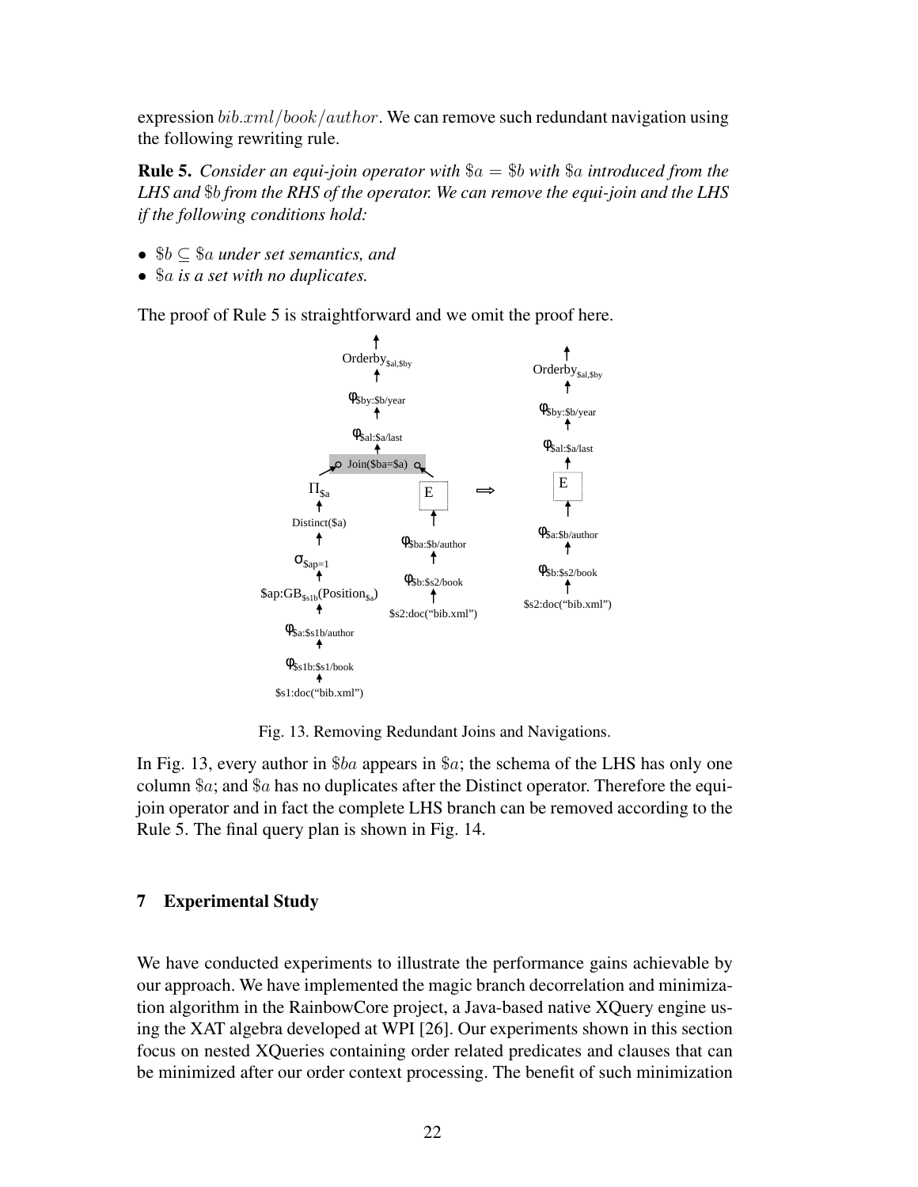expression $bib.xml/book/author$. We can remove such redundant navigation using the following rewriting rule.

**Rule 5.** *Consider an equi-join operator with $\$a = \$b$ with $\$a$ introduced from the LHS and $\$b$ from the RHS of the operator. We can remove the equi-join and the LHS if the following conditions hold:*

- *$\$b \subseteq \$a$ under set semantics, and*
- *$\$a$ is a set with no duplicates.*

The proof of Rule 5 is straightforward and we omit the proof here.

Fig. 13. Removing Redundant Joins and Navigations.

In Fig. 13, every author in $\$ba$ appears in $\$a$; the schema of the LHS has only one column $\$a$; and $\$a$ has no duplicates after the Distinct operator. Therefore the equi-join operator and in fact the complete LHS branch can be removed according to the Rule 5. The final query plan is shown in Fig. 14.

## 7 Experimental Study

We have conducted experiments to illustrate the performance gains achievable by our approach. We have implemented the magic branch decorrelation and minimization algorithm in the RainbowCore project, a Java-based native XQuery engine using the XAT algebra developed at WPI [26]. Our experiments shown in this section focus on nested XQueries containing order related predicates and clauses that can be minimized after our order context processing. The benefit of such minimization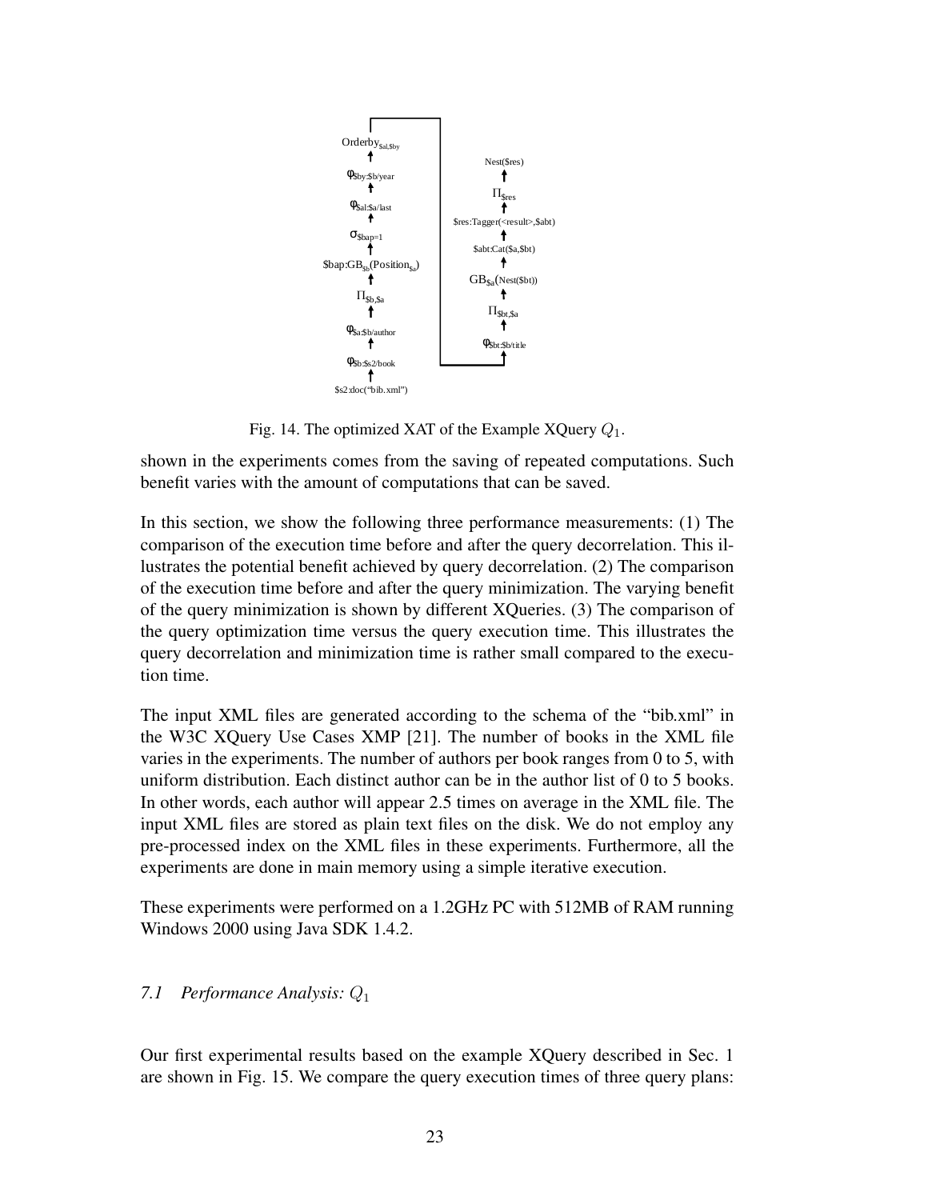Fig. 14. The optimized XAT of the Example XQuery $Q_1$.

shown in the experiments comes from the saving of repeated computations. Such benefit varies with the amount of computations that can be saved.

In this section, we show the following three performance measurements: (1) The comparison of the execution time before and after the query decorrelation. This illustrates the potential benefit achieved by query decorrelation. (2) The comparison of the execution time before and after the query minimization. The varying benefit of the query minimization is shown by different XQueries. (3) The comparison of the query optimization time versus the query execution time. This illustrates the query decorrelation and minimization time is rather small compared to the execution time.

The input XML files are generated according to the schema of the "bib.xml" in the W3C XQuery Use Cases XMP [21]. The number of books in the XML file varies in the experiments. The number of authors per book ranges from 0 to 5, with uniform distribution. Each distinct author can be in the author list of 0 to 5 books. In other words, each author will appear 2.5 times on average in the XML file. The input XML files are stored as plain text files on the disk. We do not employ any pre-processed index on the XML files in these experiments. Furthermore, all the experiments are done in main memory using a simple iterative execution.

These experiments were performed on a 1.2GHz PC with 512MB of RAM running Windows 2000 using Java SDK 1.4.2.

### 7.1 *Performance Analysis:* $Q_1$

Our first experimental results based on the example XQuery described in Sec. 1 are shown in Fig. 15. We compare the query execution times of three query plans: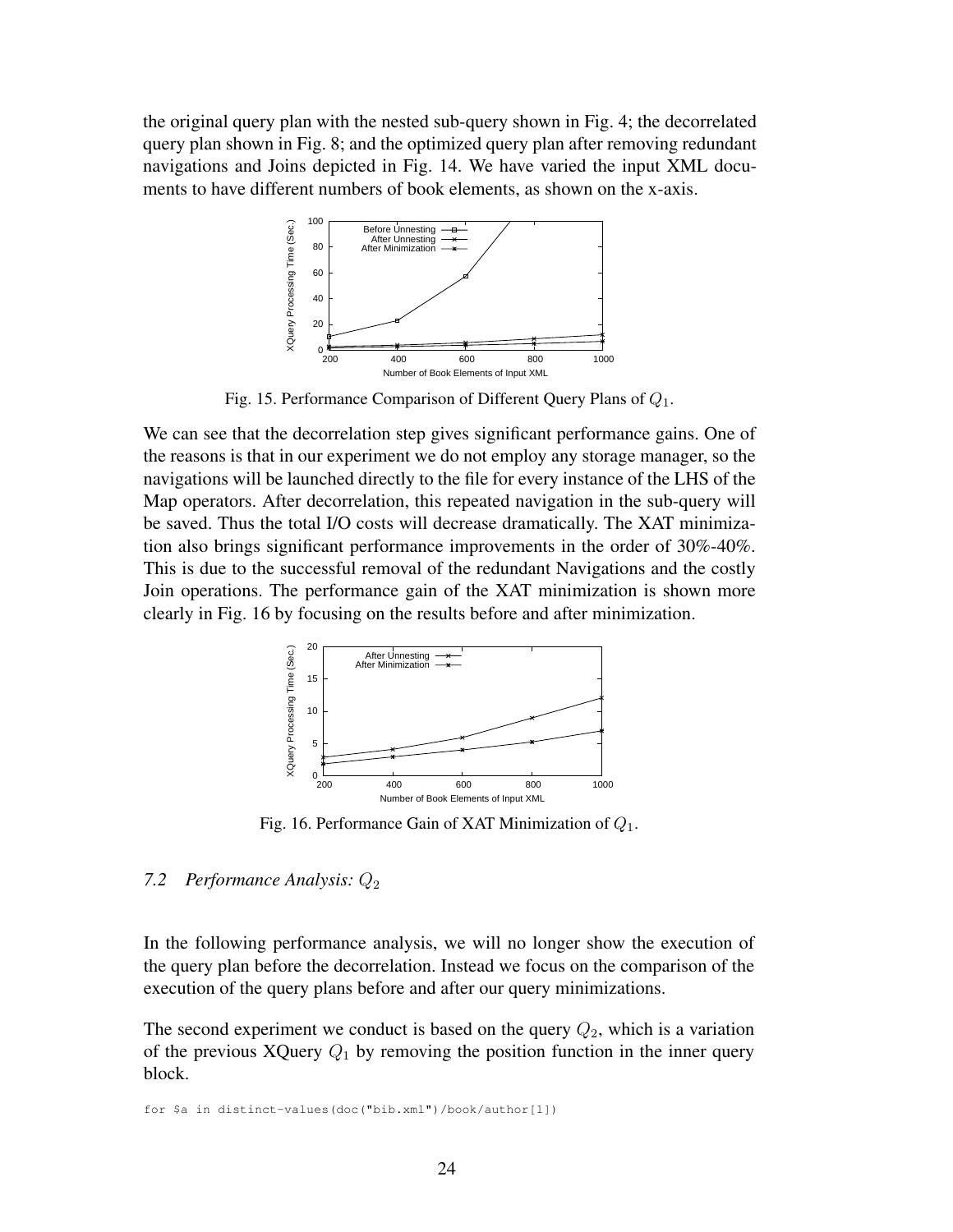the original query plan with the nested sub-query shown in Fig. 4; the decorrelated query plan shown in Fig. 8; and the optimized query plan after removing redundant navigations and Joins depicted in Fig. 14. We have varied the input XML documents to have different numbers of book elements, as shown on the x-axis.

Fig. 15. Performance Comparison of Different Query Plans of $Q_1$.

We can see that the decorrelation step gives significant performance gains. One of the reasons is that in our experiment we do not employ any storage manager, so the navigations will be launched directly to the file for every instance of the LHS of the Map operators. After decorrelation, this repeated navigation in the sub-query will be saved. Thus the total I/O costs will decrease dramatically. The XAT minimization also brings significant performance improvements in the order of 30%-40%. This is due to the successful removal of the redundant Navigations and the costly Join operations. The performance gain of the XAT minimization is shown more clearly in Fig. 16 by focusing on the results before and after minimization.

Fig. 16. Performance Gain of XAT Minimization of $Q_1$.

### 7.2 *Performance Analysis:* $Q_2$

In the following performance analysis, we will no longer show the execution of the query plan before the decorrelation. Instead we focus on the comparison of the execution of the query plans before and after our query minimizations.

The second experiment we conduct is based on the query $Q_2$, which is a variation of the previous XQuery $Q_1$ by removing the position function in the inner query block.

```
for $a in distinct-values(doc("bib.xml")/book/author[1])
```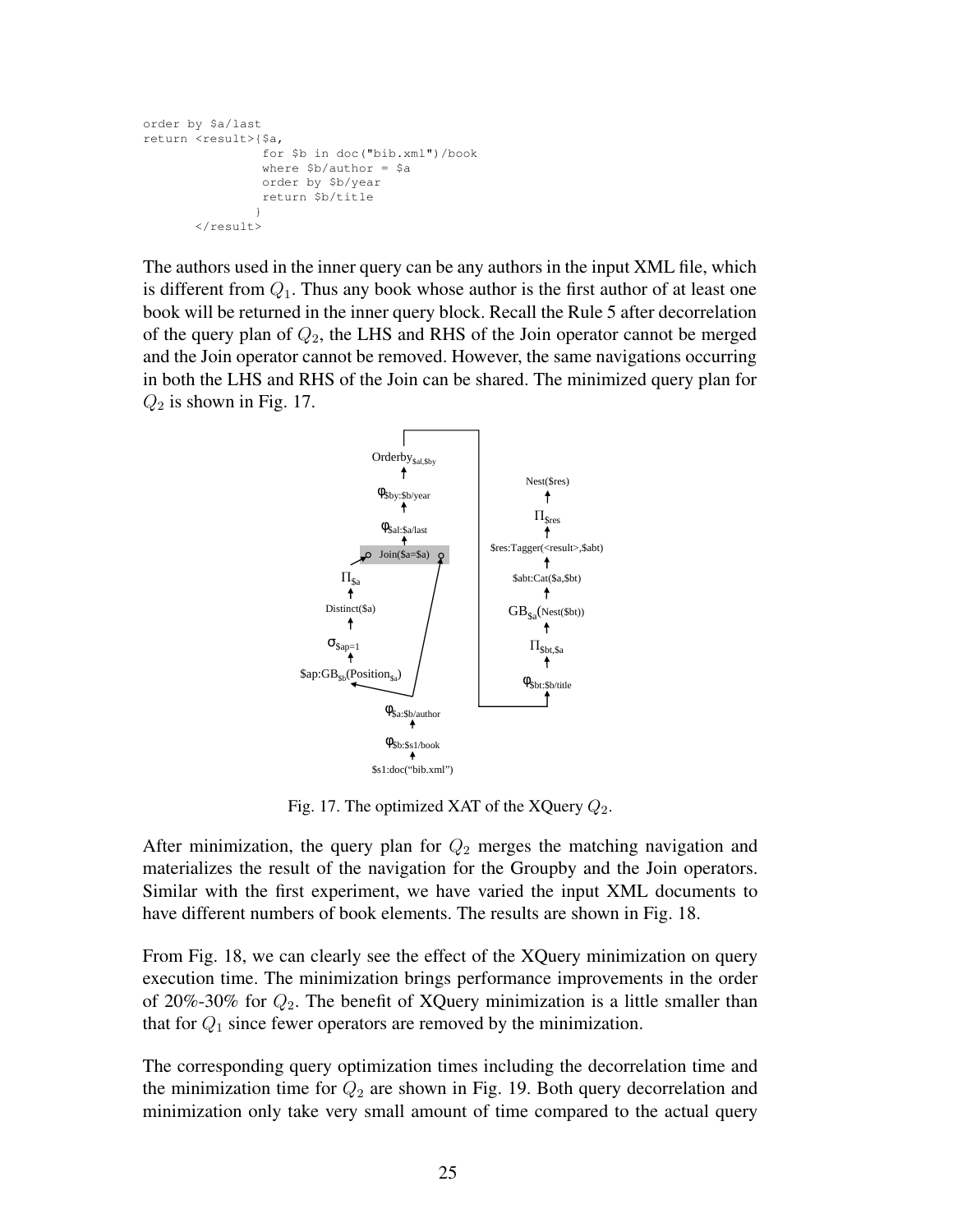```
order by $a/last
return <result>{$a,
                for $b in doc("bib.xml")/book
                where $b/author = $a
                order by $b/year
                return $b/title
               }
       </result>
```

The authors used in the inner query can be any authors in the input XML file, which is different from $Q_1$. Thus any book whose author is the first author of at least one book will be returned in the inner query block. Recall the Rule 5 after decorrelation of the query plan of $Q_2$, the LHS and RHS of the Join operator cannot be merged and the Join operator cannot be removed. However, the same navigations occurring in both the LHS and RHS of the Join can be shared. The minimized query plan for $Q_2$ is shown in Fig. 17.

Fig. 17. The optimized XAT of the XQuery $Q_2$.

After minimization, the query plan for $Q_2$ merges the matching navigation and materializes the result of the navigation for the Groupby and the Join operators. Similar with the first experiment, we have varied the input XML documents to have different numbers of book elements. The results are shown in Fig. 18.

From Fig. 18, we can clearly see the effect of the XQuery minimization on query execution time. The minimization brings performance improvements in the order of 20%-30% for $Q_2$. The benefit of XQuery minimization is a little smaller than that for $Q_1$ since fewer operators are removed by the minimization.

The corresponding query optimization times including the decorrelation time and the minimization time for $Q_2$ are shown in Fig. 19. Both query decorrelation and minimization only take very small amount of time compared to the actual query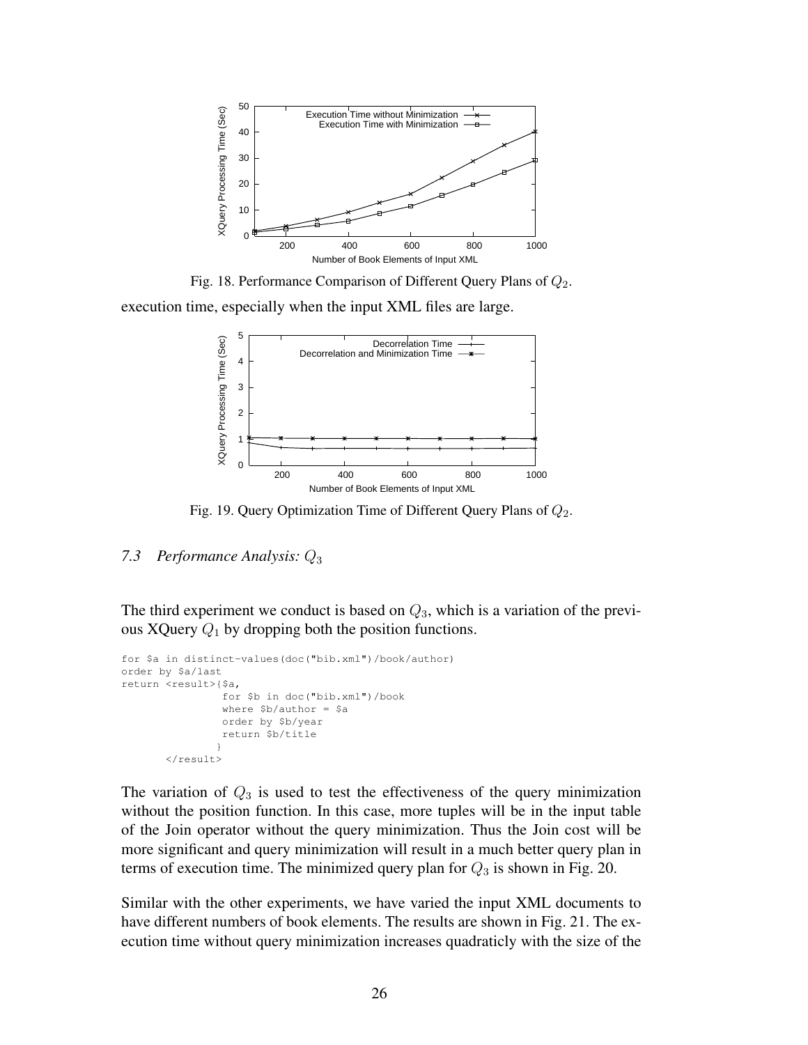Fig. 18. Performance Comparison of Different Query Plans of $Q_2$.

execution time, especially when the input XML files are large.

Fig. 19. Query Optimization Time of Different Query Plans of $Q_2$.

### *7.3 Performance Analysis: $Q_3$*

The third experiment we conduct is based on $Q_3$, which is a variation of the previous XQuery $Q_1$ by dropping both the position functions.

```
for $a in distinct-values(doc("bib.xml")/book/author)
order by $a/last
return <result>{$a,
                for $b in doc("bib.xml")/book
                where $b/author = $a
                order by $b/year
                return $b/title
               }
       </result>
```

The variation of $Q_3$ is used to test the effectiveness of the query minimization without the position function. In this case, more tuples will be in the input table of the Join operator without the query minimization. Thus the Join cost will be more significant and query minimization will result in a much better query plan in terms of execution time. The minimized query plan for $Q_3$ is shown in Fig. 20.

Similar with the other experiments, we have varied the input XML documents to have different numbers of book elements. The results are shown in Fig. 21. The execution time without query minimization increases quadraticly with the size of the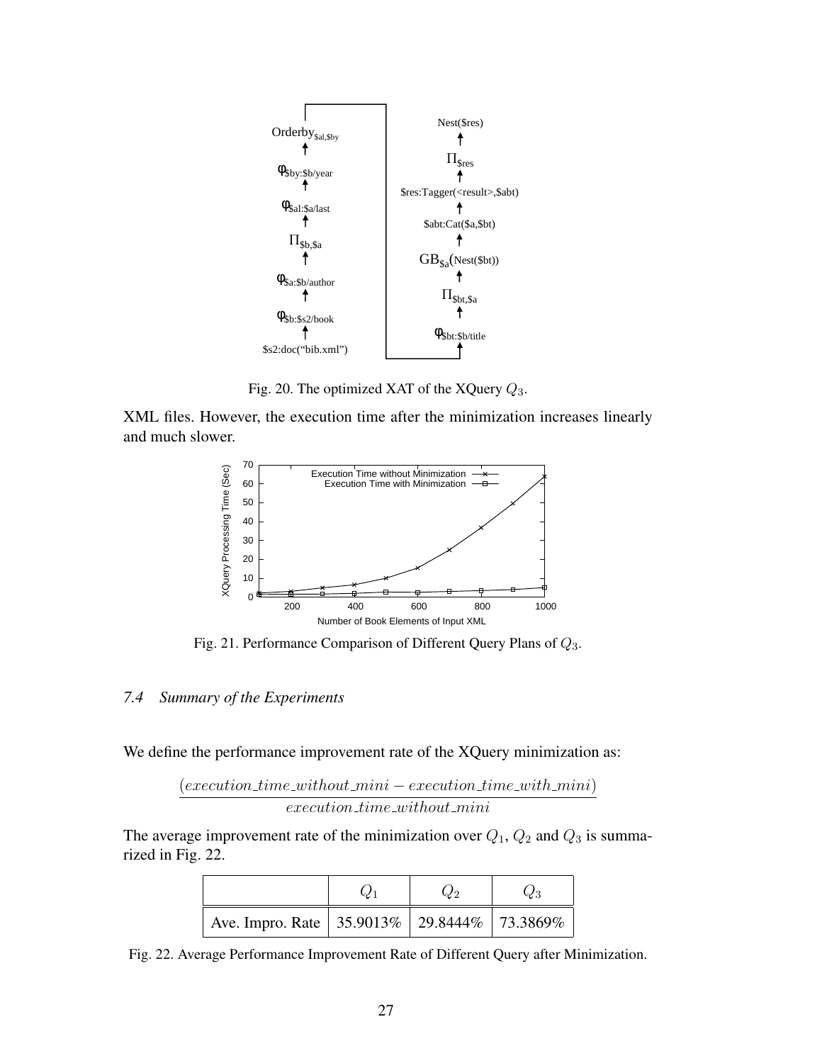Fig. 20. The optimized XAT of the XQuery $Q_3$.

XML files. However, the execution time after the minimization increases linearly and much slower.

Fig. 21. Performance Comparison of Different Query Plans of $Q_3$.

### 7.4 Summary of the Experiments

We define the performance improvement rate of the XQuery minimization as:

$$\frac{(execution\_time\_without\_mini - execution\_time\_with\_mini)}{execution\_time\_without\_mini}$$

The average improvement rate of the minimization over $Q_1$, $Q_2$ and $Q_3$ is summarized in Fig. 22.

| | $Q_1$ | $Q_2$ | $Q_3$ |
|---|---|---|---|
| Ave. Impro. Rate | 35.9013% | 29.8444% | 73.3869% |

Fig. 22. Average Performance Improvement Rate of Different Query after Minimization.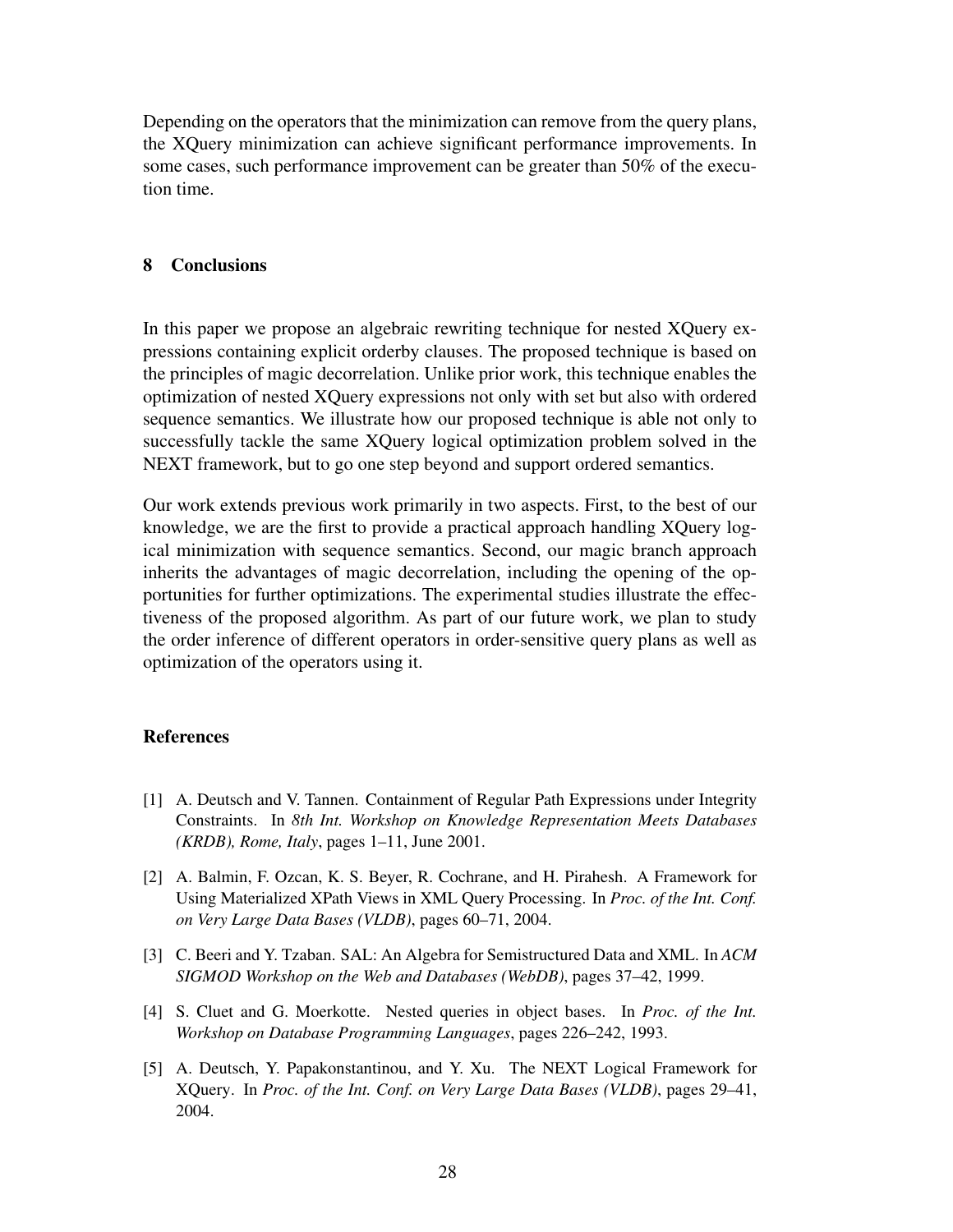Depending on the operators that the minimization can remove from the query plans, the XQuery minimization can achieve significant performance improvements. In some cases, such performance improvement can be greater than 50% of the execution time.

## 8 Conclusions

In this paper we propose an algebraic rewriting technique for nested XQuery expressions containing explicit orderby clauses. The proposed technique is based on the principles of magic decorrelation. Unlike prior work, this technique enables the optimization of nested XQuery expressions not only with set but also with ordered sequence semantics. We illustrate how our proposed technique is able not only to successfully tackle the same XQuery logical optimization problem solved in the NEXT framework, but to go one step beyond and support ordered semantics.

Our work extends previous work primarily in two aspects. First, to the best of our knowledge, we are the first to provide a practical approach handling XQuery logical minimization with sequence semantics. Second, our magic branch approach inherits the advantages of magic decorrelation, including the opening of the opportunities for further optimizations. The experimental studies illustrate the effectiveness of the proposed algorithm. As part of our future work, we plan to study the order inference of different operators in order-sensitive query plans as well as optimization of the operators using it.

## References

[1] A. Deutsch and V. Tannen. Containment of Regular Path Expressions under Integrity Constraints. In *8th Int. Workshop on Knowledge Representation Meets Databases (KRDB), Rome, Italy*, pages 1–11, June 2001.

[2] A. Balmin, F. Ozcan, K. S. Beyer, R. Cochrane, and H. Pirahesh. A Framework for Using Materialized XPath Views in XML Query Processing. In *Proc. of the Int. Conf. on Very Large Data Bases (VLDB)*, pages 60–71, 2004.

[3] C. Beeri and Y. Tzaban. SAL: An Algebra for Semistructured Data and XML. In *ACM SIGMOD Workshop on the Web and Databases (WebDB)*, pages 37–42, 1999.

[4] S. Cluet and G. Moerkotte. Nested queries in object bases. In *Proc. of the Int. Workshop on Database Programming Languages*, pages 226–242, 1993.

[5] A. Deutsch, Y. Papakonstantinou, and Y. Xu. The NEXT Logical Framework for XQuery. In *Proc. of the Int. Conf. on Very Large Data Bases (VLDB)*, pages 29–41, 2004.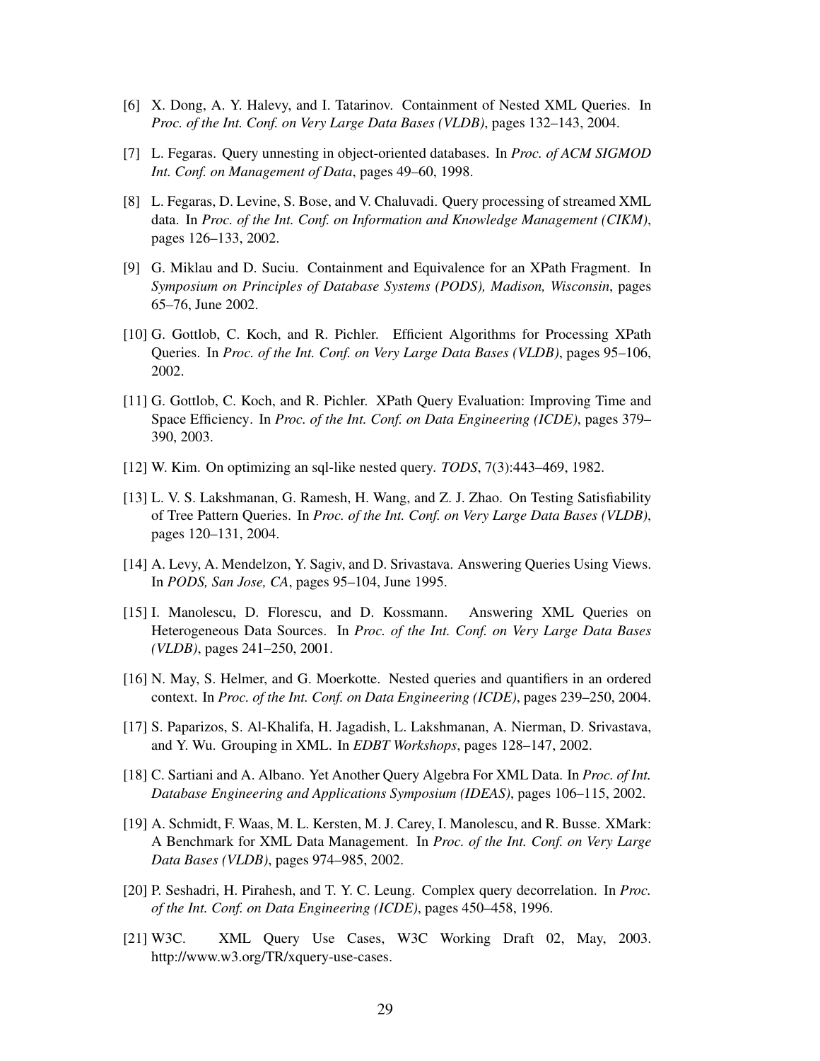[6] X. Dong, A. Y. Halevy, and I. Tatarinov. Containment of Nested XML Queries. In *Proc. of the Int. Conf. on Very Large Data Bases (VLDB)*, pages 132–143, 2004.

[7] L. Fegaras. Query unnesting in object-oriented databases. In *Proc. of ACM SIGMOD Int. Conf. on Management of Data*, pages 49–60, 1998.

[8] L. Fegaras, D. Levine, S. Bose, and V. Chaluvadi. Query processing of streamed XML data. In *Proc. of the Int. Conf. on Information and Knowledge Management (CIKM)*, pages 126–133, 2002.

[9] G. Miklau and D. Suciu. Containment and Equivalence for an XPath Fragment. In *Symposium on Principles of Database Systems (PODS), Madison, Wisconsin*, pages 65–76, June 2002.

[10] G. Gottlob, C. Koch, and R. Pichler. Efficient Algorithms for Processing XPath Queries. In *Proc. of the Int. Conf. on Very Large Data Bases (VLDB)*, pages 95–106, 2002.

[11] G. Gottlob, C. Koch, and R. Pichler. XPath Query Evaluation: Improving Time and Space Efficiency. In *Proc. of the Int. Conf. on Data Engineering (ICDE)*, pages 379–390, 2003.

[12] W. Kim. On optimizing an sql-like nested query. *TODS*, 7(3):443–469, 1982.

[13] L. V. S. Lakshmanan, G. Ramesh, H. Wang, and Z. J. Zhao. On Testing Satisfiability of Tree Pattern Queries. In *Proc. of the Int. Conf. on Very Large Data Bases (VLDB)*, pages 120–131, 2004.

[14] A. Levy, A. Mendelzon, Y. Sagiv, and D. Srivastava. Answering Queries Using Views. In *PODS, San Jose, CA*, pages 95–104, June 1995.

[15] I. Manolescu, D. Florescu, and D. Kossmann. Answering XML Queries on Heterogeneous Data Sources. In *Proc. of the Int. Conf. on Very Large Data Bases (VLDB)*, pages 241–250, 2001.

[16] N. May, S. Helmer, and G. Moerkotte. Nested queries and quantifiers in an ordered context. In *Proc. of the Int. Conf. on Data Engineering (ICDE)*, pages 239–250, 2004.

[17] S. Paparizos, S. Al-Khalifa, H. Jagadish, L. Lakshmanan, A. Nierman, D. Srivastava, and Y. Wu. Grouping in XML. In *EDBT Workshops*, pages 128–147, 2002.

[18] C. Sartiani and A. Albano. Yet Another Query Algebra For XML Data. In *Proc. of Int. Database Engineering and Applications Symposium (IDEAS)*, pages 106–115, 2002.

[19] A. Schmidt, F. Waas, M. L. Kersten, M. J. Carey, I. Manolescu, and R. Busse. XMark: A Benchmark for XML Data Management. In *Proc. of the Int. Conf. on Very Large Data Bases (VLDB)*, pages 974–985, 2002.

[20] P. Seshadri, H. Pirahesh, and T. Y. C. Leung. Complex query decorrelation. In *Proc. of the Int. Conf. on Data Engineering (ICDE)*, pages 450–458, 1996.

[21] W3C. XML Query Use Cases, W3C Working Draft 02, May, 2003. http://www.w3.org/TR/xquery-use-cases.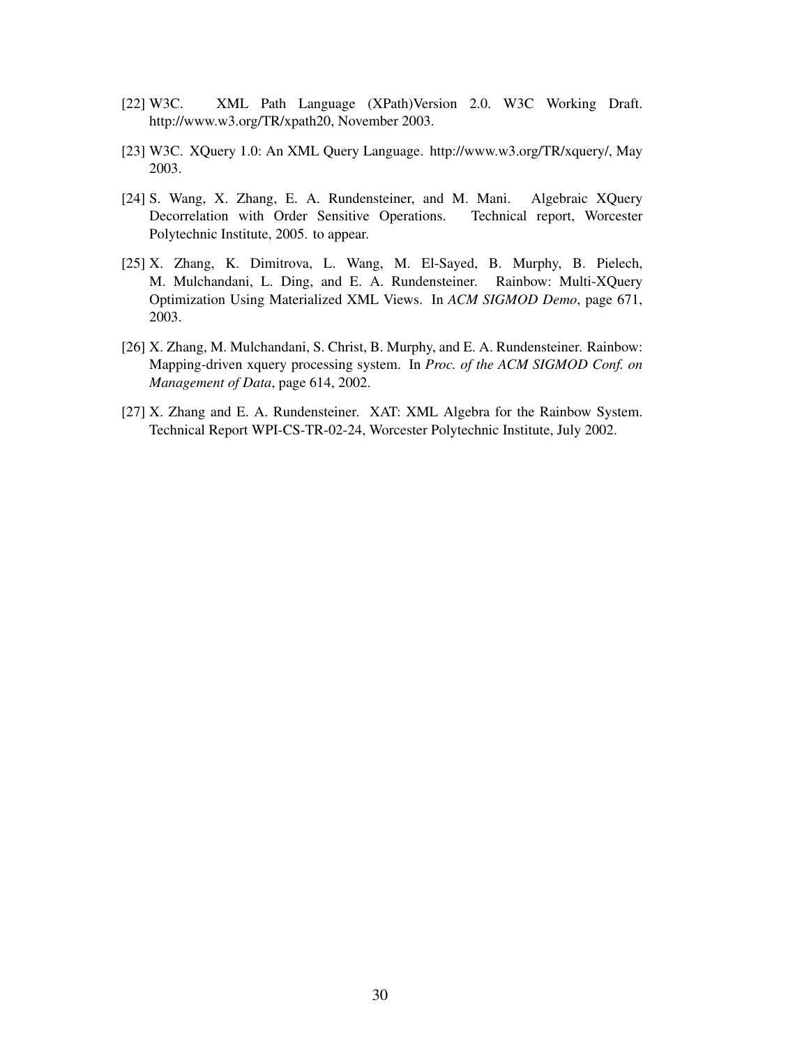[22] W3C. XML Path Language (XPath)Version 2.0. W3C Working Draft. http://www.w3.org/TR/xpath20, November 2003.

[23] W3C. XQuery 1.0: An XML Query Language. http://www.w3.org/TR/xquery/, May 2003.

[24] S. Wang, X. Zhang, E. A. Rundensteiner, and M. Mani. Algebraic XQuery Decorrelation with Order Sensitive Operations. Technical report, Worcester Polytechnic Institute, 2005. to appear.

[25] X. Zhang, K. Dimitrova, L. Wang, M. El-Sayed, B. Murphy, B. Pielech, M. Mulchandani, L. Ding, and E. A. Rundensteiner. Rainbow: Multi-XQuery Optimization Using Materialized XML Views. In *ACM SIGMOD Demo*, page 671, 2003.

[26] X. Zhang, M. Mulchandani, S. Christ, B. Murphy, and E. A. Rundensteiner. Rainbow: Mapping-driven xquery processing system. In *Proc. of the ACM SIGMOD Conf. on Management of Data*, page 614, 2002.

[27] X. Zhang and E. A. Rundensteiner. XAT: XML Algebra for the Rainbow System. Technical Report WPI-CS-TR-02-24, Worcester Polytechnic Institute, July 2002.